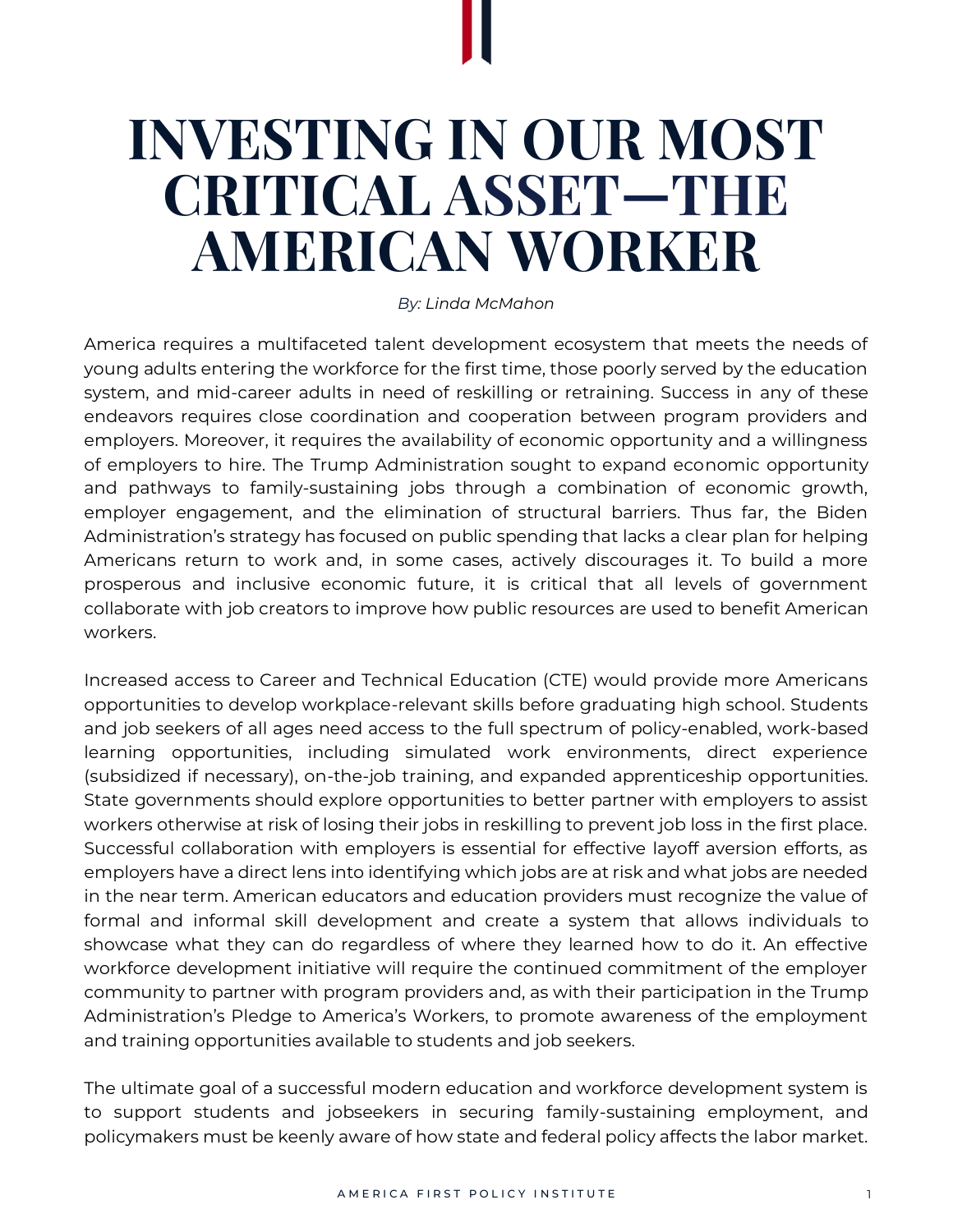# INVESTING IN OUR MOST CRITICAL ASSET—THE AMERICAN WORKER

*By: Linda McMahon*

America requires a multifaceted talent development ecosystem that meets the needs of young adults entering the workforce for the first time, those poorly served by the education system, and mid-career adults in need of reskilling or retraining. Success in any of these endeavors requires close coordination and cooperation between program providers and employers. Moreover, it requires the availability of economic opportunity and a willingness of employers to hire. The Trump Administration sought to expand economic opportunity and pathways to family-sustaining jobs through a combination of economic growth, employer engagement, and the elimination of structural barriers. Thus far, the Biden Administration's strategy has focused on public spending that lacks a clear plan for helping Americans return to work and, in some cases, actively discourages it. To build a more prosperous and inclusive economic future, it is critical that all levels of government collaborate with job creators to improve how public resources are used to benefit American workers.

Increased access to Career and Technical Education (CTE) would provide more Americans opportunities to develop workplace-relevant skills before graduating high school. Students and job seekers of all ages need access to the full spectrum of policy-enabled, work-based learning opportunities, including simulated work environments, direct experience (subsidized if necessary), on-the-job training, and expanded apprenticeship opportunities. State governments should explore opportunities to better partner with employers to assist workers otherwise at risk of losing their jobs in reskilling to prevent job loss in the first place. Successful collaboration with employers is essential for effective layoff aversion efforts, as employers have a direct lens into identifying which jobs are at risk and what jobs are needed in the near term. American educators and education providers must recognize the value of formal and informal skill development and create a system that allows individuals to showcase what they can do regardless of where they learned how to do it. An effective workforce development initiative will require the continued commitment of the employer community to partner with program providers and, as with their participation in the Trump Administration's Pledge to America's Workers, to promote awareness of the employment and training opportunities available to students and job seekers.

The ultimate goal of a successful modern education and workforce development system is to support students and jobseekers in securing family-sustaining employment, and policymakers must be keenly aware of how state and federal policy affects the labor market.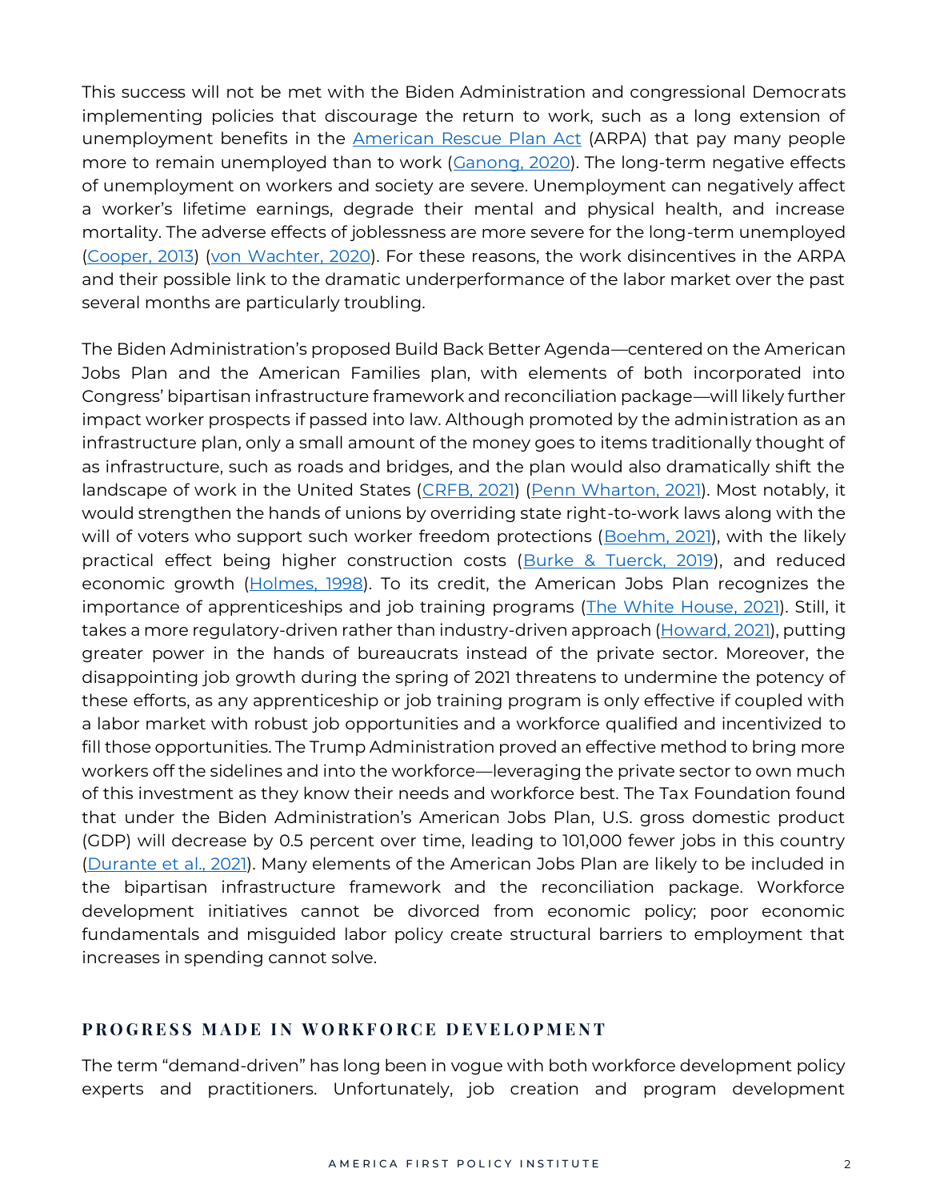This success will not be met with the Biden Administration and congressional Democrats implementing policies that discourage the return to work, such as a long extension of unemployment benefits in the American Rescue Plan Act (ARPA) that pay many people more to remain unemployed than to work (Ganong, 2020). The long-term negative effects of unemployment on workers and society are severe. Unemployment can negatively affect a worker's lifetime earnings, degrade their mental and physical health, and increase mortality. The adverse effects of joblessness are more severe for the long-term unemployed (Cooper, 2013) (von Wachter, 2020). For these reasons, the work disincentives in the ARPA and their possible link to the dramatic underperformance of the labor market over the past several months are particularly troubling.

The Biden Administration's proposed Build Back Better Agenda—centered on the American Jobs Plan and the American Families plan, with elements of both incorporated into Congress' bipartisan infrastructure framework and reconciliation package—will likely further impact worker prospects if passed into law. Although promoted by the administration as an infrastructure plan, only a small amount of the money goes to items traditionally thought of as infrastructure, such as roads and bridges, and the plan would also dramatically shift the landscape of work in the United States (CRFB, 2021) (Penn Wharton, 2021). Most notably, it would strengthen the hands of unions by overriding state right-to-work laws along with the will of voters who support such worker freedom protections (Boehm, 2021), with the likely practical effect being higher construction costs (Burke & Tuerck, 2019), and reduced economic growth (Holmes, 1998). To its credit, the American Jobs Plan recognizes the importance of apprenticeships and job training programs (The White House, 2021). Still, it takes a more regulatory-driven rather than industry-driven approach (Howard, 2021), putting greater power in the hands of bureaucrats instead of the private sector. Moreover, the disappointing job growth during the spring of 2021 threatens to undermine the potency of these efforts, as any apprenticeship or job training program is only effective if coupled with a labor market with robust job opportunities and a workforce qualified and incentivized to fill those opportunities. The Trump Administration proved an effective method to bring more workers off the sidelines and into the workforce—leveraging the private sector to own much of this investment as they know their needs and workforce best. The Tax Foundation found that under the Biden Administration's American Jobs Plan, U.S. gross domestic product (GDP) will decrease by 0.5 percent over time, leading to 101,000 fewer jobs in this country (Durante et al., 2021). Many elements of the American Jobs Plan are likely to be included in the bipartisan infrastructure framework and the reconciliation package. Workforce development initiatives cannot be divorced from economic policy; poor economic fundamentals and misguided labor policy create structural barriers to employment that increases in spending cannot solve.

## PROGRESS MADE IN WORKFORCE DEVELOPMENT

The term "demand-driven" has long been in vogue with both workforce development policy experts and practitioners. Unfortunately, job creation and program development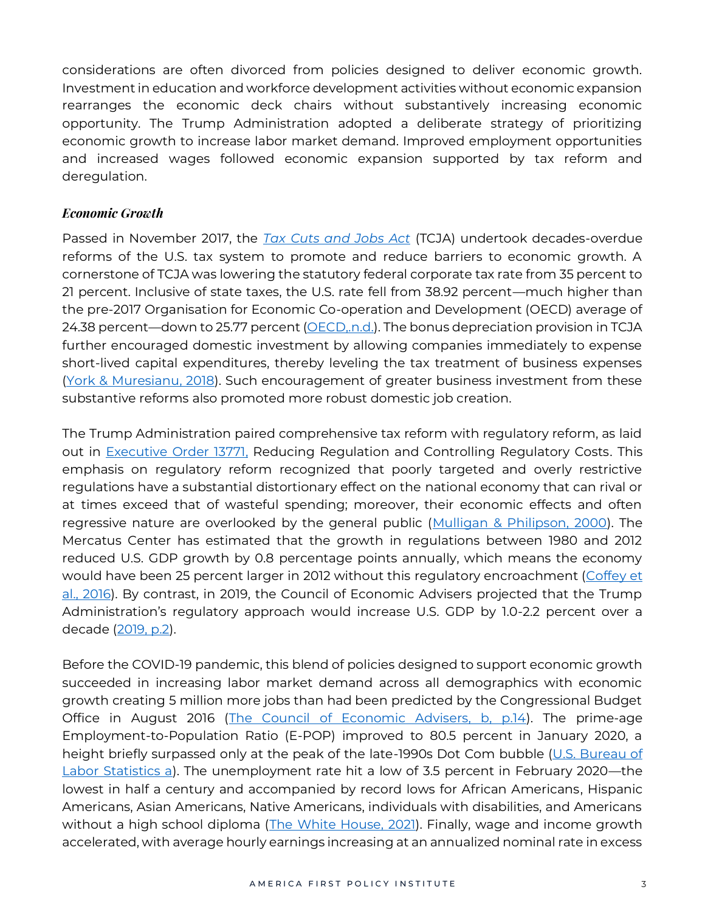considerations are often divorced from policies designed to deliver economic growth. Investment in education and workforce development activities without economic expansion rearranges the economic deck chairs without substantively increasing economic opportunity. The Trump Administration adopted a deliberate strategy of prioritizing economic growth to increase labor market demand. Improved employment opportunities and increased wages followed economic expansion supported by tax reform and deregulation.

### *Economic Growth*

Passed in November 2017, the *Tax Cuts and Jobs Act* (TCJA) undertook decades-overdue reforms of the U.S. tax system to promote and reduce barriers to economic growth. A cornerstone of TCJA was lowering the statutory federal corporate tax rate from 35 percent to 21 percent. Inclusive of state taxes, the U.S. rate fell from 38.92 percent—much higher than the pre-2017 Organisation for Economic Co-operation and Development (OECD) average of 24.38 percent—down to 25.77 percent (OECD,.n.d.). The bonus depreciation provision in TCJA further encouraged domestic investment by allowing companies immediately to expense short-lived capital expenditures, thereby leveling the tax treatment of business expenses (York & Muresianu, 2018). Such encouragement of greater business investment from these substantive reforms also promoted more robust domestic job creation.

The Trump Administration paired comprehensive tax reform with regulatory reform, as laid out in Executive Order 13771, Reducing Regulation and Controlling Regulatory Costs. This emphasis on regulatory reform recognized that poorly targeted and overly restrictive regulations have a substantial distortionary effect on the national economy that can rival or at times exceed that of wasteful spending; moreover, their economic effects and often regressive nature are overlooked by the general public (Mulligan & Philipson, 2000). The Mercatus Center has estimated that the growth in regulations between 1980 and 2012 reduced U.S. GDP growth by 0.8 percentage points annually, which means the economy would have been 25 percent larger in 2012 without this regulatory encroachment (Coffey et al., 2016). By contrast, in 2019, the Council of Economic Advisers projected that the Trump Administration's regulatory approach would increase U.S. GDP by 1.0-2.2 percent over a decade (2019, p.2).

Before the COVID-19 pandemic, this blend of policies designed to support economic growth succeeded in increasing labor market demand across all demographics with economic growth creating 5 million more jobs than had been predicted by the Congressional Budget Office in August 2016 (The Council of Economic Advisers, b, p.14). The prime-age Employment-to-Population Ratio (E-POP) improved to 80.5 percent in January 2020, a height briefly surpassed only at the peak of the late-1990s Dot Com bubble (U.S. Bureau of Labor Statistics a). The unemployment rate hit a low of 3.5 percent in February 2020—the lowest in half a century and accompanied by record lows for African Americans, Hispanic Americans, Asian Americans, Native Americans, individuals with disabilities, and Americans without a high school diploma (The White House, 2021). Finally, wage and income growth accelerated, with average hourly earnings increasing at an annualized nominal rate in excess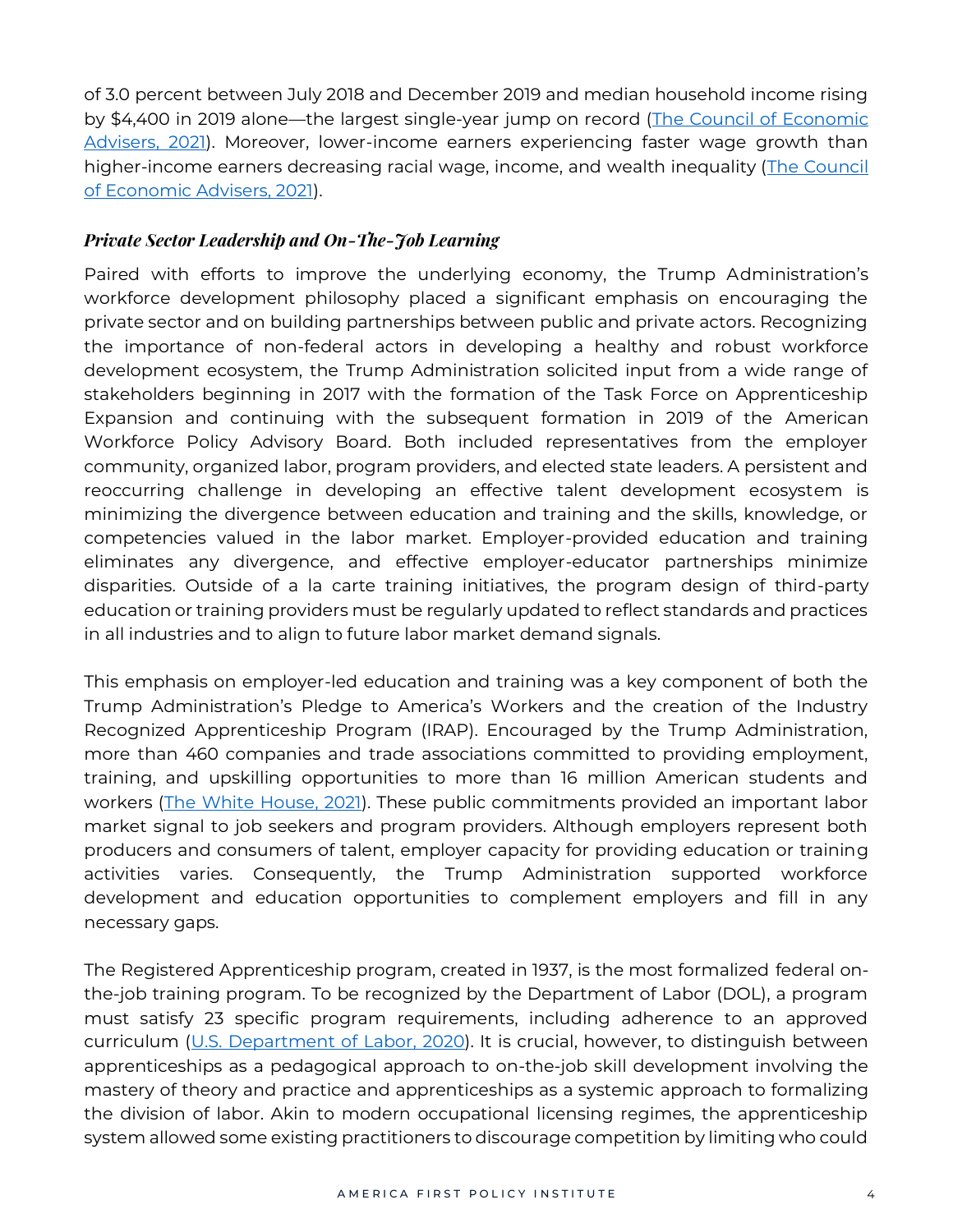of 3.0 percent between July 2018 and December 2019 and median household income rising by $4,400 in 2019 alone—the largest single-year jump on record ([The Council of Economic Advisers, 2021]()). Moreover, lower-income earners experiencing faster wage growth than higher-income earners decreasing racial wage, income, and wealth inequality ([The Council of Economic Advisers, 2021]()).

### *Private Sector Leadership and On-The-Job Learning*

Paired with efforts to improve the underlying economy, the Trump Administration's workforce development philosophy placed a significant emphasis on encouraging the private sector and on building partnerships between public and private actors. Recognizing the importance of non-federal actors in developing a healthy and robust workforce development ecosystem, the Trump Administration solicited input from a wide range of stakeholders beginning in 2017 with the formation of the Task Force on Apprenticeship Expansion and continuing with the subsequent formation in 2019 of the American Workforce Policy Advisory Board. Both included representatives from the employer community, organized labor, program providers, and elected state leaders. A persistent and reoccurring challenge in developing an effective talent development ecosystem is minimizing the divergence between education and training and the skills, knowledge, or competencies valued in the labor market. Employer-provided education and training eliminates any divergence, and effective employer-educator partnerships minimize disparities. Outside of a la carte training initiatives, the program design of third-party education or training providers must be regularly updated to reflect standards and practices in all industries and to align to future labor market demand signals.

This emphasis on employer-led education and training was a key component of both the Trump Administration's Pledge to America's Workers and the creation of the Industry Recognized Apprenticeship Program (IRAP). Encouraged by the Trump Administration, more than 460 companies and trade associations committed to providing employment, training, and upskilling opportunities to more than 16 million American students and workers ([The White House, 2021]()). These public commitments provided an important labor market signal to job seekers and program providers. Although employers represent both producers and consumers of talent, employer capacity for providing education or training activities varies. Consequently, the Trump Administration supported workforce development and education opportunities to complement employers and fill in any necessary gaps.

The Registered Apprenticeship program, created in 1937, is the most formalized federal on-the-job training program. To be recognized by the Department of Labor (DOL), a program must satisfy 23 specific program requirements, including adherence to an approved curriculum ([U.S. Department of Labor, 2020]()). It is crucial, however, to distinguish between apprenticeships as a pedagogical approach to on-the-job skill development involving the mastery of theory and practice and apprenticeships as a systemic approach to formalizing the division of labor. Akin to modern occupational licensing regimes, the apprenticeship system allowed some existing practitioners to discourage competition by limiting who could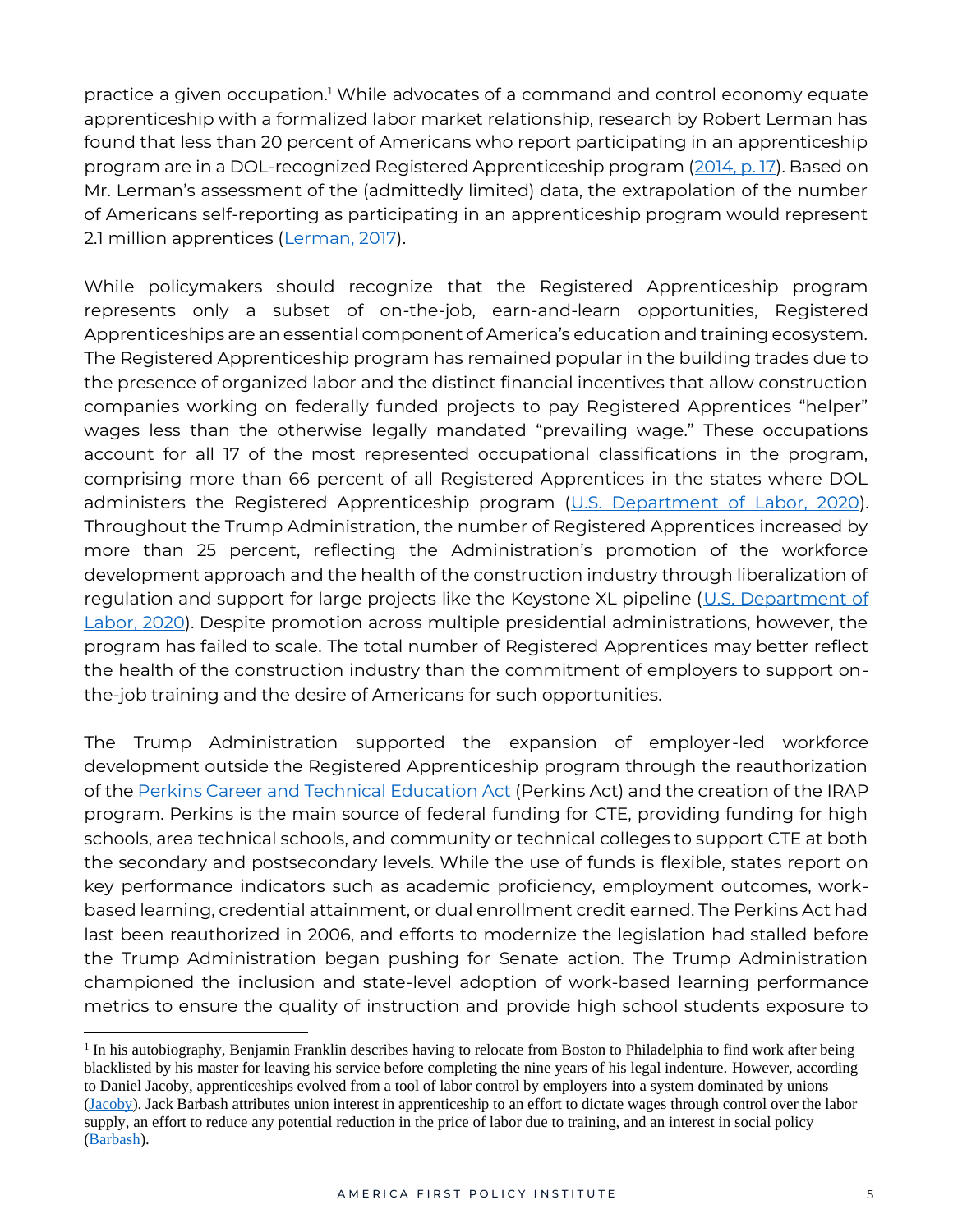practice a given occupation.[1] While advocates of a command and control economy equate apprenticeship with a formalized labor market relationship, research by Robert Lerman has found that less than 20 percent of Americans who report participating in an apprenticeship program are in a DOL-recognized Registered Apprenticeship program (2014, p. 17). Based on Mr. Lerman's assessment of the (admittedly limited) data, the extrapolation of the number of Americans self-reporting as participating in an apprenticeship program would represent 2.1 million apprentices (Lerman, 2017).

While policymakers should recognize that the Registered Apprenticeship program represents only a subset of on-the-job, earn-and-learn opportunities, Registered Apprenticeships are an essential component of America's education and training ecosystem. The Registered Apprenticeship program has remained popular in the building trades due to the presence of organized labor and the distinct financial incentives that allow construction companies working on federally funded projects to pay Registered Apprentices "helper" wages less than the otherwise legally mandated "prevailing wage." These occupations account for all 17 of the most represented occupational classifications in the program, comprising more than 66 percent of all Registered Apprentices in the states where DOL administers the Registered Apprenticeship program (U.S. Department of Labor, 2020). Throughout the Trump Administration, the number of Registered Apprentices increased by more than 25 percent, reflecting the Administration's promotion of the workforce development approach and the health of the construction industry through liberalization of regulation and support for large projects like the Keystone XL pipeline (U.S. Department of Labor, 2020). Despite promotion across multiple presidential administrations, however, the program has failed to scale. The total number of Registered Apprentices may better reflect the health of the construction industry than the commitment of employers to support on-the-job training and the desire of Americans for such opportunities.

The Trump Administration supported the expansion of employer-led workforce development outside the Registered Apprenticeship program through the reauthorization of the Perkins Career and Technical Education Act (Perkins Act) and the creation of the IRAP program. Perkins is the main source of federal funding for CTE, providing funding for high schools, area technical schools, and community or technical colleges to support CTE at both the secondary and postsecondary levels. While the use of funds is flexible, states report on key performance indicators such as academic proficiency, employment outcomes, work-based learning, credential attainment, or dual enrollment credit earned. The Perkins Act had last been reauthorized in 2006, and efforts to modernize the legislation had stalled before the Trump Administration began pushing for Senate action. The Trump Administration championed the inclusion and state-level adoption of work-based learning performance metrics to ensure the quality of instruction and provide high school students exposure to

[1] In his autobiography, Benjamin Franklin describes having to relocate from Boston to Philadelphia to find work after being blacklisted by his master for leaving his service before completing the nine years of his legal indenture. However, according to Daniel Jacoby, apprenticeships evolved from a tool of labor control by employers into a system dominated by unions (Jacoby). Jack Barbash attributes union interest in apprenticeship to an effort to dictate wages through control over the labor supply, an effort to reduce any potential reduction in the price of labor due to training, and an interest in social policy (Barbash).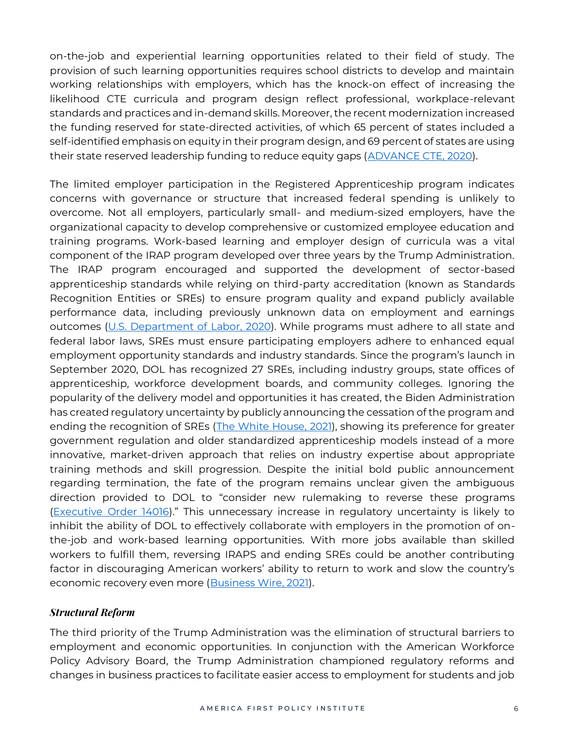on-the-job and experiential learning opportunities related to their field of study. The provision of such learning opportunities requires school districts to develop and maintain working relationships with employers, which has the knock-on effect of increasing the likelihood CTE curricula and program design reflect professional, workplace-relevant standards and practices and in-demand skills. Moreover, the recent modernization increased the funding reserved for state-directed activities, of which 65 percent of states included a self-identified emphasis on equity in their program design, and 69 percent of states are using their state reserved leadership funding to reduce equity gaps (ADVANCE CTE, 2020).

The limited employer participation in the Registered Apprenticeship program indicates concerns with governance or structure that increased federal spending is unlikely to overcome. Not all employers, particularly small- and medium-sized employers, have the organizational capacity to develop comprehensive or customized employee education and training programs. Work-based learning and employer design of curricula was a vital component of the IRAP program developed over three years by the Trump Administration. The IRAP program encouraged and supported the development of sector-based apprenticeship standards while relying on third-party accreditation (known as Standards Recognition Entities or SREs) to ensure program quality and expand publicly available performance data, including previously unknown data on employment and earnings outcomes (U.S. Department of Labor, 2020). While programs must adhere to all state and federal labor laws, SREs must ensure participating employers adhere to enhanced equal employment opportunity standards and industry standards. Since the program's launch in September 2020, DOL has recognized 27 SREs, including industry groups, state offices of apprenticeship, workforce development boards, and community colleges. Ignoring the popularity of the delivery model and opportunities it has created, the Biden Administration has created regulatory uncertainty by publicly announcing the cessation of the program and ending the recognition of SREs (The White House, 2021), showing its preference for greater government regulation and older standardized apprenticeship models instead of a more innovative, market-driven approach that relies on industry expertise about appropriate training methods and skill progression. Despite the initial bold public announcement regarding termination, the fate of the program remains unclear given the ambiguous direction provided to DOL to "consider new rulemaking to reverse these programs (Executive Order 14016)." This unnecessary increase in regulatory uncertainty is likely to inhibit the ability of DOL to effectively collaborate with employers in the promotion of on-the-job and work-based learning opportunities. With more jobs available than skilled workers to fulfill them, reversing IRAPS and ending SREs could be another contributing factor in discouraging American workers' ability to return to work and slow the country's economic recovery even more (Business Wire, 2021).

### *Structural Reform*

The third priority of the Trump Administration was the elimination of structural barriers to employment and economic opportunities. In conjunction with the American Workforce Policy Advisory Board, the Trump Administration championed regulatory reforms and changes in business practices to facilitate easier access to employment for students and job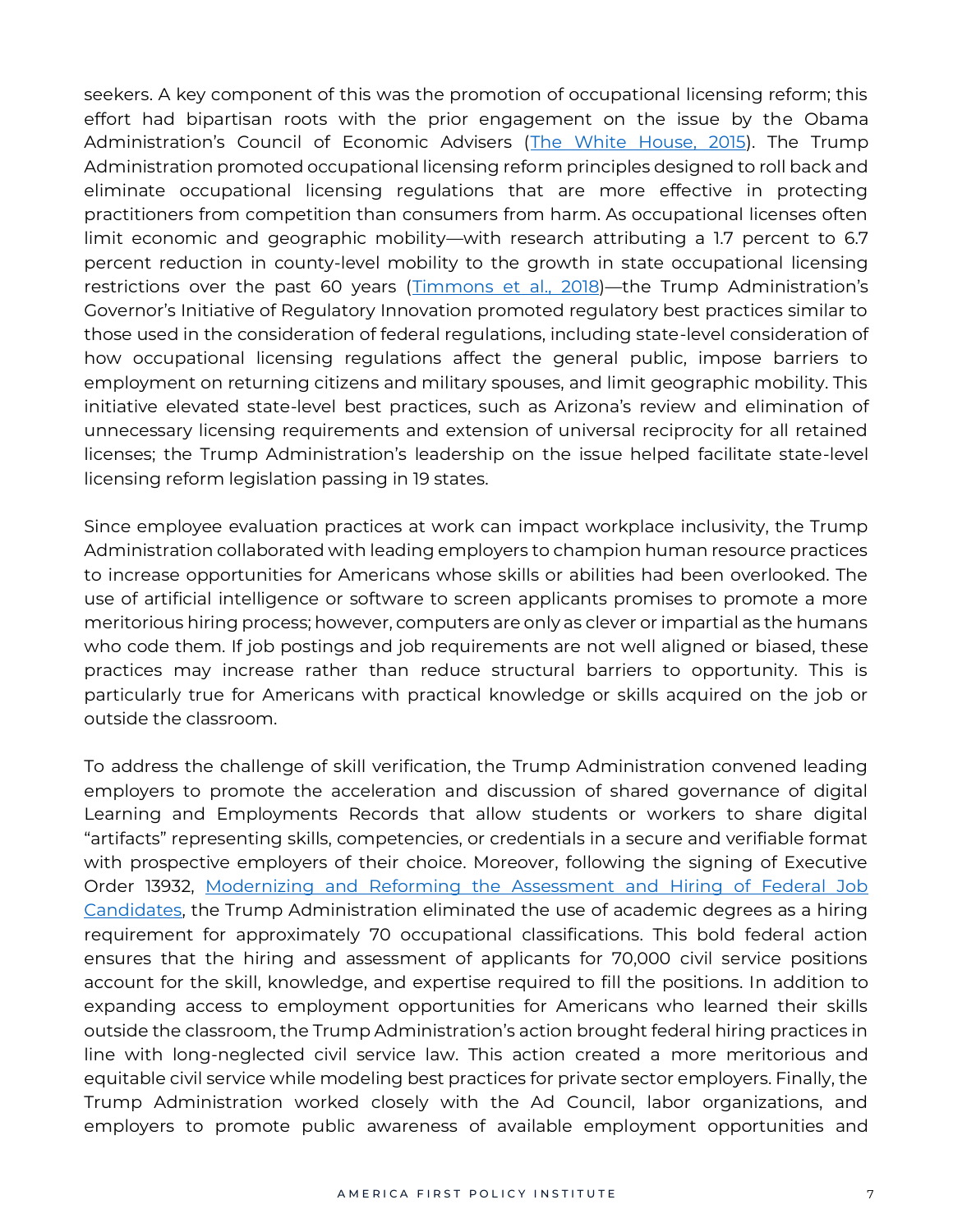seekers. A key component of this was the promotion of occupational licensing reform; this effort had bipartisan roots with the prior engagement on the issue by the Obama Administration's Council of Economic Advisers ([The White House, 2015]()). The Trump Administration promoted occupational licensing reform principles designed to roll back and eliminate occupational licensing regulations that are more effective in protecting practitioners from competition than consumers from harm. As occupational licenses often limit economic and geographic mobility—with research attributing a 1.7 percent to 6.7 percent reduction in county-level mobility to the growth in state occupational licensing restrictions over the past 60 years ([Timmons et al., 2018]())—the Trump Administration's Governor's Initiative of Regulatory Innovation promoted regulatory best practices similar to those used in the consideration of federal regulations, including state-level consideration of how occupational licensing regulations affect the general public, impose barriers to employment on returning citizens and military spouses, and limit geographic mobility. This initiative elevated state-level best practices, such as Arizona's review and elimination of unnecessary licensing requirements and extension of universal reciprocity for all retained licenses; the Trump Administration's leadership on the issue helped facilitate state-level licensing reform legislation passing in 19 states.

Since employee evaluation practices at work can impact workplace inclusivity, the Trump Administration collaborated with leading employers to champion human resource practices to increase opportunities for Americans whose skills or abilities had been overlooked. The use of artificial intelligence or software to screen applicants promises to promote a more meritorious hiring process; however, computers are only as clever or impartial as the humans who code them. If job postings and job requirements are not well aligned or biased, these practices may increase rather than reduce structural barriers to opportunity. This is particularly true for Americans with practical knowledge or skills acquired on the job or outside the classroom.

To address the challenge of skill verification, the Trump Administration convened leading employers to promote the acceleration and discussion of shared governance of digital Learning and Employments Records that allow students or workers to share digital "artifacts" representing skills, competencies, or credentials in a secure and verifiable format with prospective employers of their choice. Moreover, following the signing of Executive Order 13932, [Modernizing and Reforming the Assessment and Hiring of Federal Job Candidates](), the Trump Administration eliminated the use of academic degrees as a hiring requirement for approximately 70 occupational classifications. This bold federal action ensures that the hiring and assessment of applicants for 70,000 civil service positions account for the skill, knowledge, and expertise required to fill the positions. In addition to expanding access to employment opportunities for Americans who learned their skills outside the classroom, the Trump Administration's action brought federal hiring practices in line with long-neglected civil service law. This action created a more meritorious and equitable civil service while modeling best practices for private sector employers. Finally, the Trump Administration worked closely with the Ad Council, labor organizations, and employers to promote public awareness of available employment opportunities and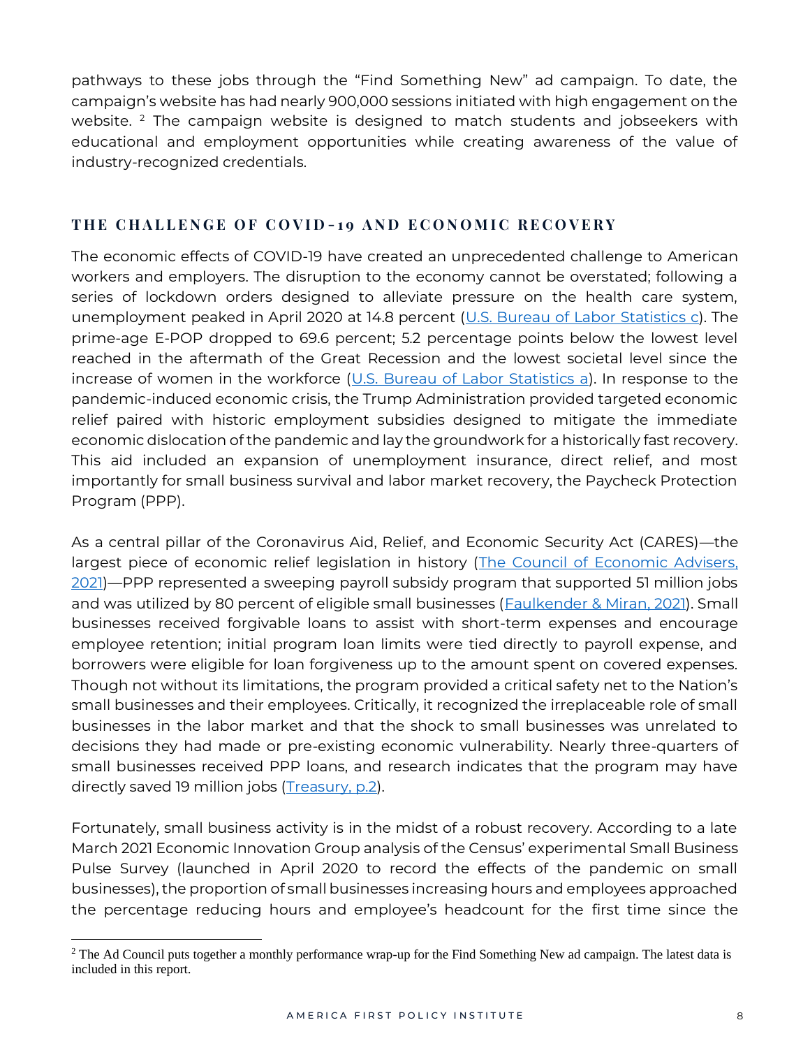pathways to these jobs through the "Find Something New" ad campaign. To date, the campaign's website has had nearly 900,000 sessions initiated with high engagement on the website. [2] The campaign website is designed to match students and jobseekers with educational and employment opportunities while creating awareness of the value of industry-recognized credentials.

## THE CHALLENGE OF COVID-19 AND ECONOMIC RECOVERY

The economic effects of COVID-19 have created an unprecedented challenge to American workers and employers. The disruption to the economy cannot be overstated; following a series of lockdown orders designed to alleviate pressure on the health care system, unemployment peaked in April 2020 at 14.8 percent (U.S. Bureau of Labor Statistics c). The prime-age E-POP dropped to 69.6 percent; 5.2 percentage points below the lowest level reached in the aftermath of the Great Recession and the lowest societal level since the increase of women in the workforce (U.S. Bureau of Labor Statistics a). In response to the pandemic-induced economic crisis, the Trump Administration provided targeted economic relief paired with historic employment subsidies designed to mitigate the immediate economic dislocation of the pandemic and lay the groundwork for a historically fast recovery. This aid included an expansion of unemployment insurance, direct relief, and most importantly for small business survival and labor market recovery, the Paycheck Protection Program (PPP).

As a central pillar of the Coronavirus Aid, Relief, and Economic Security Act (CARES)—the largest piece of economic relief legislation in history (The Council of Economic Advisers, 2021)—PPP represented a sweeping payroll subsidy program that supported 51 million jobs and was utilized by 80 percent of eligible small businesses (Faulkender & Miran, 2021). Small businesses received forgivable loans to assist with short-term expenses and encourage employee retention; initial program loan limits were tied directly to payroll expense, and borrowers were eligible for loan forgiveness up to the amount spent on covered expenses. Though not without its limitations, the program provided a critical safety net to the Nation's small businesses and their employees. Critically, it recognized the irreplaceable role of small businesses in the labor market and that the shock to small businesses was unrelated to decisions they had made or pre-existing economic vulnerability. Nearly three-quarters of small businesses received PPP loans, and research indicates that the program may have directly saved 19 million jobs (Treasury, p.2).

Fortunately, small business activity is in the midst of a robust recovery. According to a late March 2021 Economic Innovation Group analysis of the Census' experimental Small Business Pulse Survey (launched in April 2020 to record the effects of the pandemic on small businesses), the proportion of small businesses increasing hours and employees approached the percentage reducing hours and employee's headcount for the first time since the

[2] The Ad Council puts together a monthly performance wrap-up for the Find Something New ad campaign. The latest data is included in this report.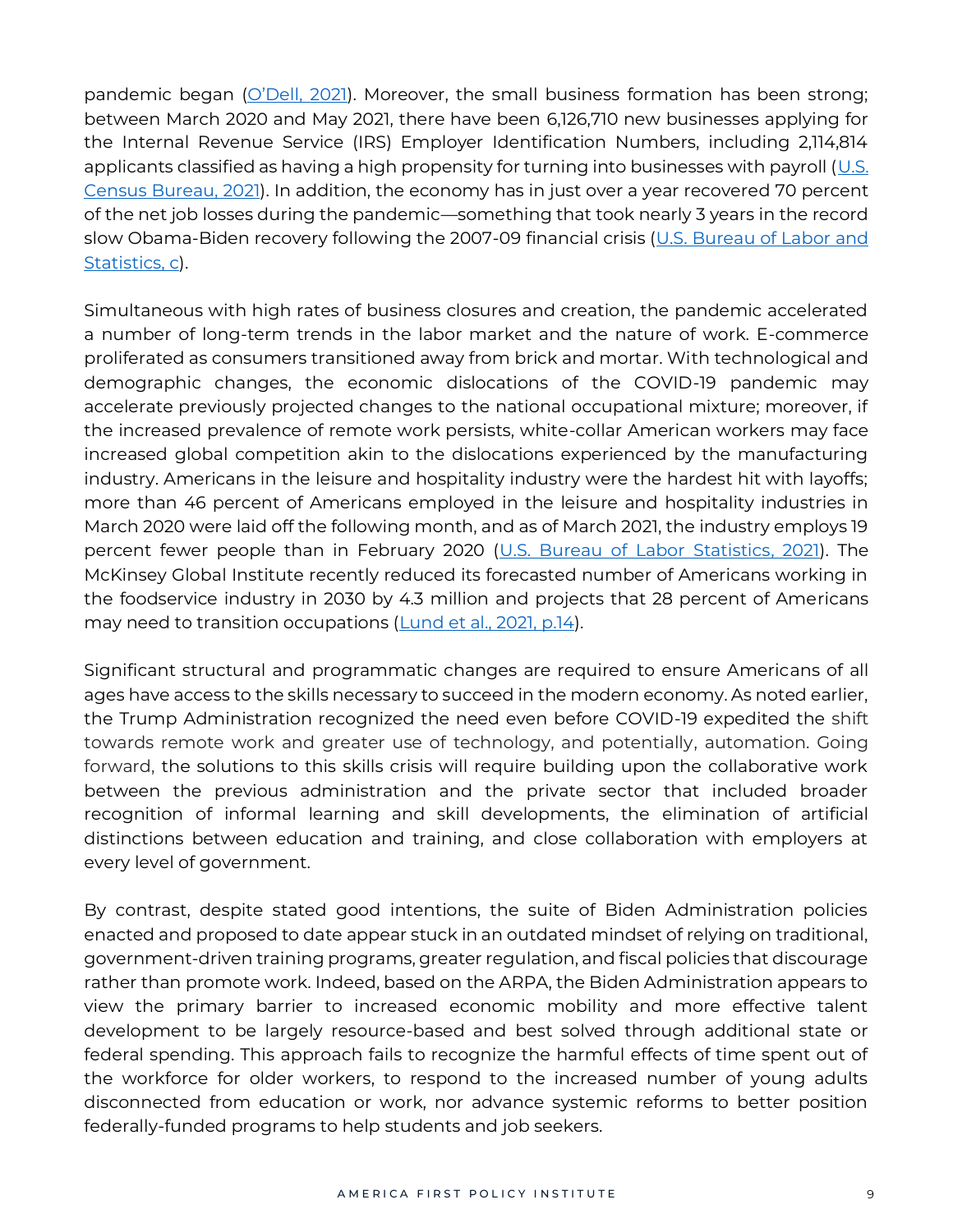pandemic began ([O'Dell, 2021](#)). Moreover, the small business formation has been strong; between March 2020 and May 2021, there have been 6,126,710 new businesses applying for the Internal Revenue Service (IRS) Employer Identification Numbers, including 2,114,814 applicants classified as having a high propensity for turning into businesses with payroll ([U.S. Census Bureau, 2021](#)). In addition, the economy has in just over a year recovered 70 percent of the net job losses during the pandemic—something that took nearly 3 years in the record slow Obama-Biden recovery following the 2007-09 financial crisis ([U.S. Bureau of Labor and Statistics, c](#)).

Simultaneous with high rates of business closures and creation, the pandemic accelerated a number of long-term trends in the labor market and the nature of work. E-commerce proliferated as consumers transitioned away from brick and mortar. With technological and demographic changes, the economic dislocations of the COVID-19 pandemic may accelerate previously projected changes to the national occupational mixture; moreover, if the increased prevalence of remote work persists, white-collar American workers may face increased global competition akin to the dislocations experienced by the manufacturing industry. Americans in the leisure and hospitality industry were the hardest hit with layoffs; more than 46 percent of Americans employed in the leisure and hospitality industries in March 2020 were laid off the following month, and as of March 2021, the industry employs 19 percent fewer people than in February 2020 ([U.S. Bureau of Labor Statistics, 2021](#)). The McKinsey Global Institute recently reduced its forecasted number of Americans working in the foodservice industry in 2030 by 4.3 million and projects that 28 percent of Americans may need to transition occupations ([Lund et al., 2021, p.14](#)).

Significant structural and programmatic changes are required to ensure Americans of all ages have access to the skills necessary to succeed in the modern economy. As noted earlier, the Trump Administration recognized the need even before COVID-19 expedited the shift towards remote work and greater use of technology, and potentially, automation. Going forward, the solutions to this skills crisis will require building upon the collaborative work between the previous administration and the private sector that included broader recognition of informal learning and skill developments, the elimination of artificial distinctions between education and training, and close collaboration with employers at every level of government.

By contrast, despite stated good intentions, the suite of Biden Administration policies enacted and proposed to date appear stuck in an outdated mindset of relying on traditional, government-driven training programs, greater regulation, and fiscal policies that discourage rather than promote work. Indeed, based on the ARPA, the Biden Administration appears to view the primary barrier to increased economic mobility and more effective talent development to be largely resource-based and best solved through additional state or federal spending. This approach fails to recognize the harmful effects of time spent out of the workforce for older workers, to respond to the increased number of young adults disconnected from education or work, nor advance systemic reforms to better position federally-funded programs to help students and job seekers.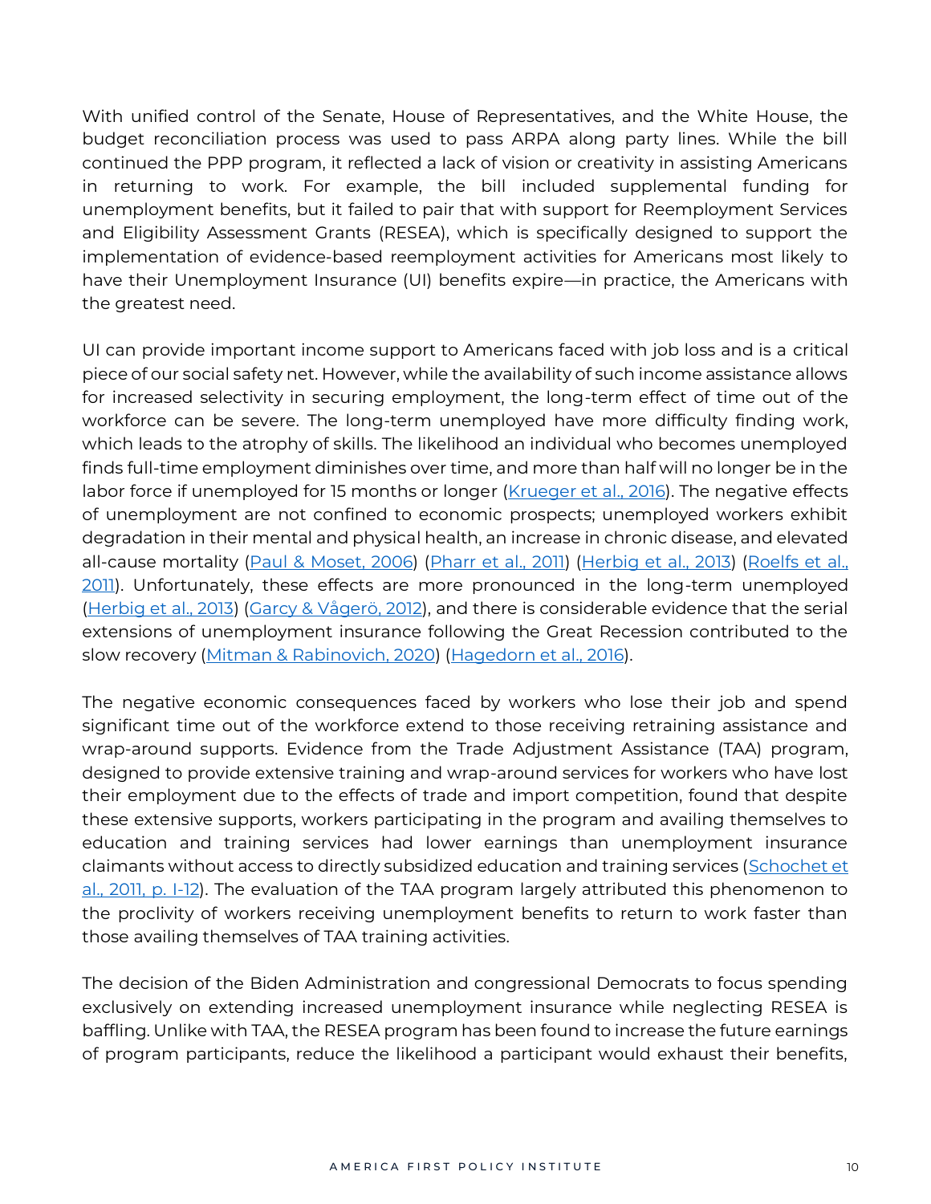With unified control of the Senate, House of Representatives, and the White House, the budget reconciliation process was used to pass ARPA along party lines. While the bill continued the PPP program, it reflected a lack of vision or creativity in assisting Americans in returning to work. For example, the bill included supplemental funding for unemployment benefits, but it failed to pair that with support for Reemployment Services and Eligibility Assessment Grants (RESEA), which is specifically designed to support the implementation of evidence-based reemployment activities for Americans most likely to have their Unemployment Insurance (UI) benefits expire—in practice, the Americans with the greatest need.

UI can provide important income support to Americans faced with job loss and is a critical piece of our social safety net. However, while the availability of such income assistance allows for increased selectivity in securing employment, the long-term effect of time out of the workforce can be severe. The long-term unemployed have more difficulty finding work, which leads to the atrophy of skills. The likelihood an individual who becomes unemployed finds full-time employment diminishes over time, and more than half will no longer be in the labor force if unemployed for 15 months or longer (Krueger et al., 2016). The negative effects of unemployment are not confined to economic prospects; unemployed workers exhibit degradation in their mental and physical health, an increase in chronic disease, and elevated all-cause mortality (Paul & Moset, 2006) (Pharr et al., 2011) (Herbig et al., 2013) (Roelfs et al., 2011). Unfortunately, these effects are more pronounced in the long-term unemployed (Herbig et al., 2013) (Garcy & Vågerö, 2012), and there is considerable evidence that the serial extensions of unemployment insurance following the Great Recession contributed to the slow recovery (Mitman & Rabinovich, 2020) (Hagedorn et al., 2016).

The negative economic consequences faced by workers who lose their job and spend significant time out of the workforce extend to those receiving retraining assistance and wrap-around supports. Evidence from the Trade Adjustment Assistance (TAA) program, designed to provide extensive training and wrap-around services for workers who have lost their employment due to the effects of trade and import competition, found that despite these extensive supports, workers participating in the program and availing themselves to education and training services had lower earnings than unemployment insurance claimants without access to directly subsidized education and training services (Schochet et al., 2011, p. I-12). The evaluation of the TAA program largely attributed this phenomenon to the proclivity of workers receiving unemployment benefits to return to work faster than those availing themselves of TAA training activities.

The decision of the Biden Administration and congressional Democrats to focus spending exclusively on extending increased unemployment insurance while neglecting RESEA is baffling. Unlike with TAA, the RESEA program has been found to increase the future earnings of program participants, reduce the likelihood a participant would exhaust their benefits,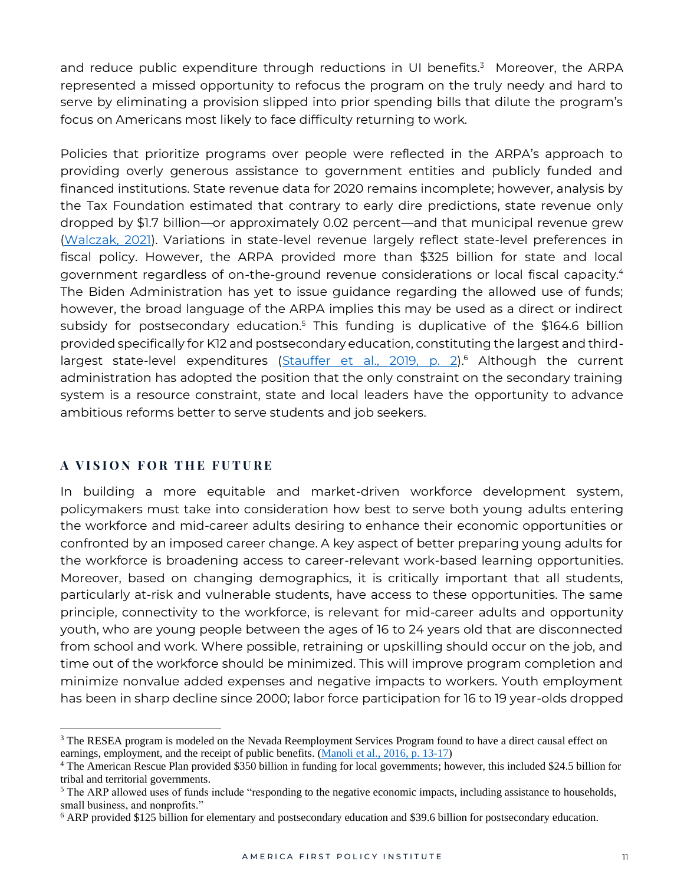and reduce public expenditure through reductions in UI benefits.[3] Moreover, the ARPA represented a missed opportunity to refocus the program on the truly needy and hard to serve by eliminating a provision slipped into prior spending bills that dilute the program's focus on Americans most likely to face difficulty returning to work.

Policies that prioritize programs over people were reflected in the ARPA's approach to providing overly generous assistance to government entities and publicly funded and financed institutions. State revenue data for 2020 remains incomplete; however, analysis by the Tax Foundation estimated that contrary to early dire predictions, state revenue only dropped by $1.7 billion—or approximately 0.02 percent—and that municipal revenue grew ([Walczak, 2021](#)). Variations in state-level revenue largely reflect state-level preferences in fiscal policy. However, the ARPA provided more than $325 billion for state and local government regardless of on-the-ground revenue considerations or local fiscal capacity.[4] The Biden Administration has yet to issue guidance regarding the allowed use of funds; however, the broad language of the ARPA implies this may be used as a direct or indirect subsidy for postsecondary education.[5] This funding is duplicative of the $164.6 billion provided specifically for K12 and postsecondary education, constituting the largest and third-largest state-level expenditures ([Stauffer et al., 2019, p. 2](#)).[6] Although the current administration has adopted the position that the only constraint on the secondary training system is a resource constraint, state and local leaders have the opportunity to advance ambitious reforms better to serve students and job seekers.

## A VISION FOR THE FUTURE

In building a more equitable and market-driven workforce development system, policymakers must take into consideration how best to serve both young adults entering the workforce and mid-career adults desiring to enhance their economic opportunities or confronted by an imposed career change. A key aspect of better preparing young adults for the workforce is broadening access to career-relevant work-based learning opportunities. Moreover, based on changing demographics, it is critically important that all students, particularly at-risk and vulnerable students, have access to these opportunities. The same principle, connectivity to the workforce, is relevant for mid-career adults and opportunity youth, who are young people between the ages of 16 to 24 years old that are disconnected from school and work. Where possible, retraining or upskilling should occur on the job, and time out of the workforce should be minimized. This will improve program completion and minimize nonvalue added expenses and negative impacts to workers. Youth employment has been in sharp decline since 2000; labor force participation for 16 to 19 year-olds dropped

---

[3] The RESEA program is modeled on the Nevada Reemployment Services Program found to have a direct causal effect on earnings, employment, and the receipt of public benefits. ([Manoli et al., 2016, p. 13-17](#))

[4] The American Rescue Plan provided $350 billion in funding for local governments; however, this included $24.5 billion for tribal and territorial governments.

[5] The ARP allowed uses of funds include "responding to the negative economic impacts, including assistance to households, small business, and nonprofits."

[6] ARP provided $125 billion for elementary and postsecondary education and $39.6 billion for postsecondary education.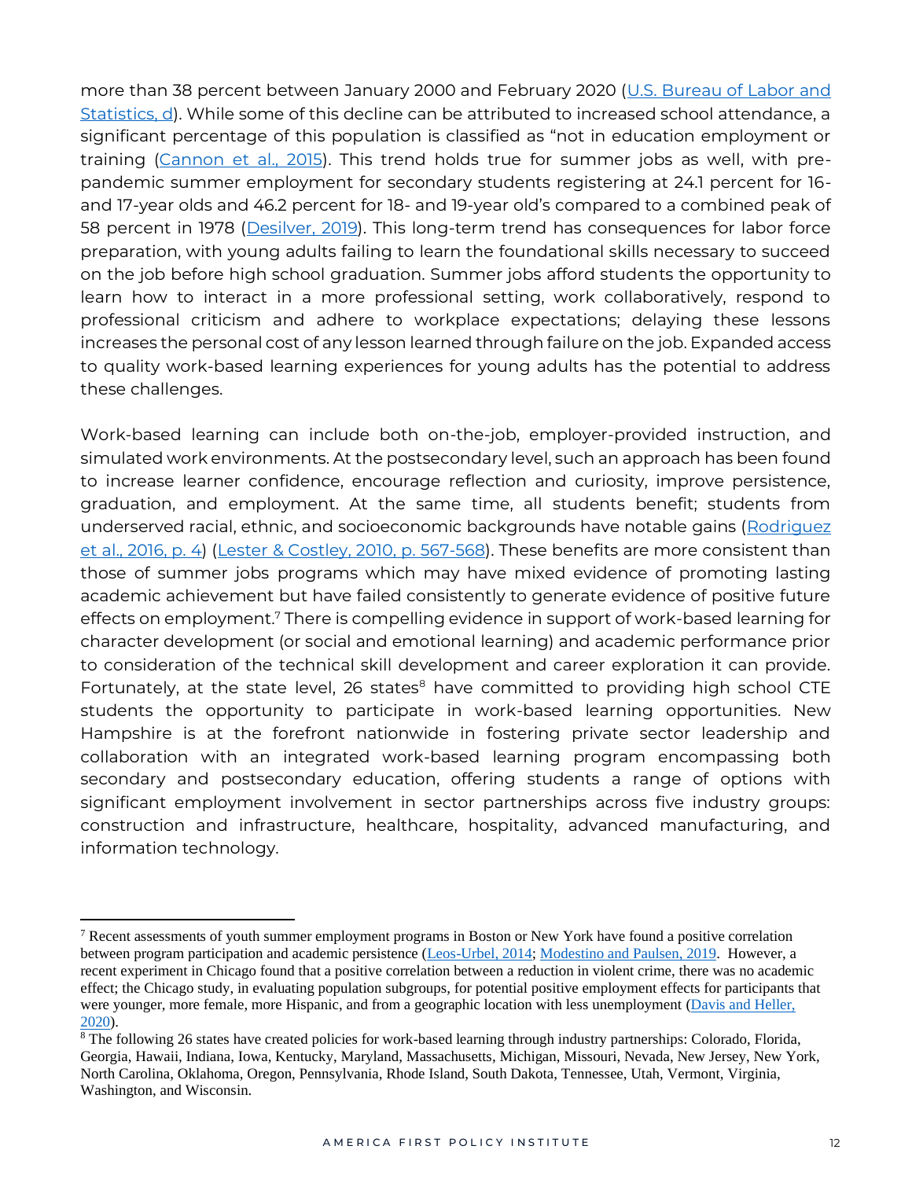more than 38 percent between January 2000 and February 2020 ([U.S. Bureau of Labor and Statistics, d]). While some of this decline can be attributed to increased school attendance, a significant percentage of this population is classified as "not in education employment or training ([Cannon et al., 2015]). This trend holds true for summer jobs as well, with pre-pandemic summer employment for secondary students registering at 24.1 percent for 16- and 17-year olds and 46.2 percent for 18- and 19-year old's compared to a combined peak of 58 percent in 1978 ([Desilver, 2019]). This long-term trend has consequences for labor force preparation, with young adults failing to learn the foundational skills necessary to succeed on the job before high school graduation. Summer jobs afford students the opportunity to learn how to interact in a more professional setting, work collaboratively, respond to professional criticism and adhere to workplace expectations; delaying these lessons increases the personal cost of any lesson learned through failure on the job. Expanded access to quality work-based learning experiences for young adults has the potential to address these challenges.

Work-based learning can include both on-the-job, employer-provided instruction, and simulated work environments. At the postsecondary level, such an approach has been found to increase learner confidence, encourage reflection and curiosity, improve persistence, graduation, and employment. At the same time, all students benefit; students from underserved racial, ethnic, and socioeconomic backgrounds have notable gains ([Rodriguez et al., 2016, p. 4]) ([Lester & Costley, 2010, p. 567-568]). These benefits are more consistent than those of summer jobs programs which may have mixed evidence of promoting lasting academic achievement but have failed consistently to generate evidence of positive future effects on employment.[7] There is compelling evidence in support of work-based learning for character development (or social and emotional learning) and academic performance prior to consideration of the technical skill development and career exploration it can provide. Fortunately, at the state level, 26 states[8] have committed to providing high school CTE students the opportunity to participate in work-based learning opportunities. New Hampshire is at the forefront nationwide in fostering private sector leadership and collaboration with an integrated work-based learning program encompassing both secondary and postsecondary education, offering students a range of options with significant employment involvement in sector partnerships across five industry groups: construction and infrastructure, healthcare, hospitality, advanced manufacturing, and information technology.

---

[7] Recent assessments of youth summer employment programs in Boston or New York have found a positive correlation between program participation and academic persistence ([Leos-Urbel, 2014]; [Modestino and Paulsen, 2019]. However, a recent experiment in Chicago found that a positive correlation between a reduction in violent crime, there was no academic effect; the Chicago study, in evaluating population subgroups, for potential positive employment effects for participants that were younger, more female, more Hispanic, and from a geographic location with less unemployment ([Davis and Heller, 2020]).

[8] The following 26 states have created policies for work-based learning through industry partnerships: Colorado, Florida, Georgia, Hawaii, Indiana, Iowa, Kentucky, Maryland, Massachusetts, Michigan, Missouri, Nevada, New Jersey, New York, North Carolina, Oklahoma, Oregon, Pennsylvania, Rhode Island, South Dakota, Tennessee, Utah, Vermont, Virginia, Washington, and Wisconsin.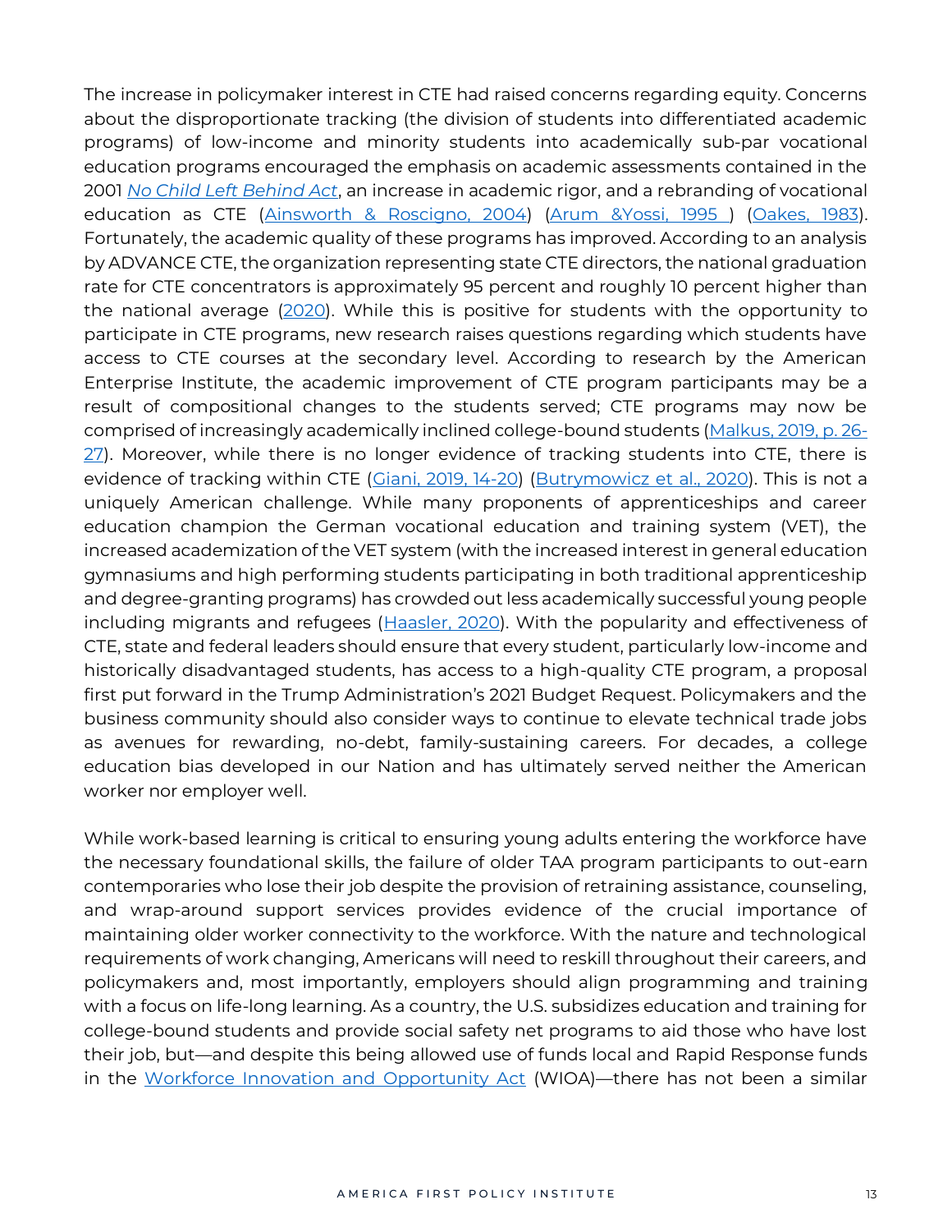The increase in policymaker interest in CTE had raised concerns regarding equity. Concerns about the disproportionate tracking (the division of students into differentiated academic programs) of low-income and minority students into academically sub-par vocational education programs encouraged the emphasis on academic assessments contained in the 2001 *No Child Left Behind Act*, an increase in academic rigor, and a rebranding of vocational education as CTE (Ainsworth & Roscigno, 2004) (Arum &Yossi, 1995 ) (Oakes, 1983). Fortunately, the academic quality of these programs has improved. According to an analysis by ADVANCE CTE, the organization representing state CTE directors, the national graduation rate for CTE concentrators is approximately 95 percent and roughly 10 percent higher than the national average (2020). While this is positive for students with the opportunity to participate in CTE programs, new research raises questions regarding which students have access to CTE courses at the secondary level. According to research by the American Enterprise Institute, the academic improvement of CTE program participants may be a result of compositional changes to the students served; CTE programs may now be comprised of increasingly academically inclined college-bound students (Malkus, 2019, p. 26-27). Moreover, while there is no longer evidence of tracking students into CTE, there is evidence of tracking within CTE (Giani, 2019, 14-20) (Butrymowicz et al., 2020). This is not a uniquely American challenge. While many proponents of apprenticeships and career education champion the German vocational education and training system (VET), the increased academization of the VET system (with the increased interest in general education gymnasiums and high performing students participating in both traditional apprenticeship and degree-granting programs) has crowded out less academically successful young people including migrants and refugees (Haasler, 2020). With the popularity and effectiveness of CTE, state and federal leaders should ensure that every student, particularly low-income and historically disadvantaged students, has access to a high-quality CTE program, a proposal first put forward in the Trump Administration's 2021 Budget Request. Policymakers and the business community should also consider ways to continue to elevate technical trade jobs as avenues for rewarding, no-debt, family-sustaining careers. For decades, a college education bias developed in our Nation and has ultimately served neither the American worker nor employer well.

While work-based learning is critical to ensuring young adults entering the workforce have the necessary foundational skills, the failure of older TAA program participants to out-earn contemporaries who lose their job despite the provision of retraining assistance, counseling, and wrap-around support services provides evidence of the crucial importance of maintaining older worker connectivity to the workforce. With the nature and technological requirements of work changing, Americans will need to reskill throughout their careers, and policymakers and, most importantly, employers should align programming and training with a focus on life-long learning. As a country, the U.S. subsidizes education and training for college-bound students and provide social safety net programs to aid those who have lost their job, but—and despite this being allowed use of funds local and Rapid Response funds in the Workforce Innovation and Opportunity Act (WIOA)—there has not been a similar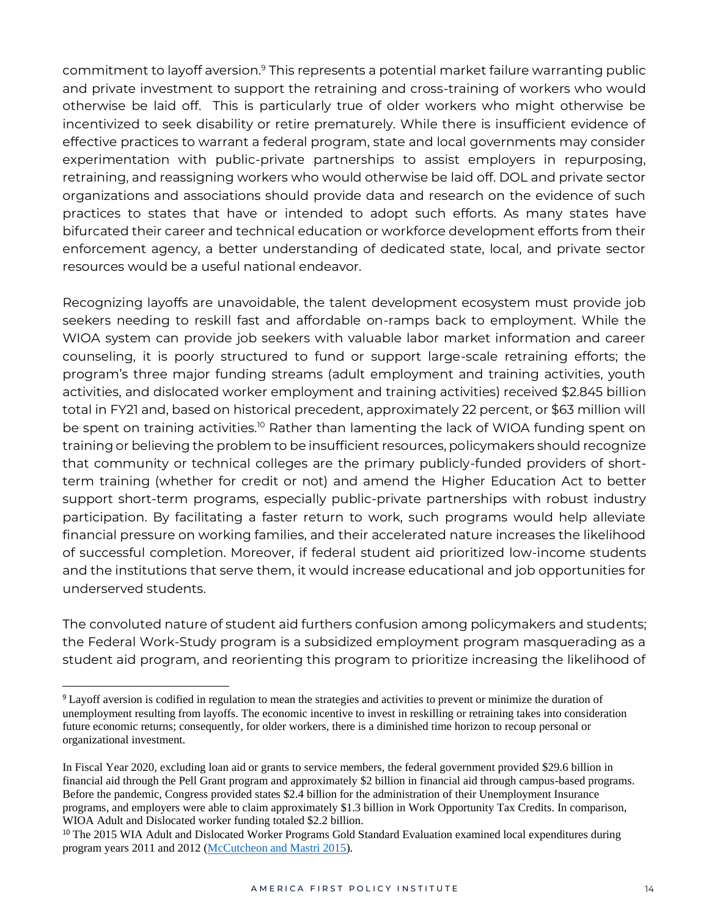commitment to layoff aversion.[9] This represents a potential market failure warranting public and private investment to support the retraining and cross-training of workers who would otherwise be laid off. This is particularly true of older workers who might otherwise be incentivized to seek disability or retire prematurely. While there is insufficient evidence of effective practices to warrant a federal program, state and local governments may consider experimentation with public-private partnerships to assist employers in repurposing, retraining, and reassigning workers who would otherwise be laid off. DOL and private sector organizations and associations should provide data and research on the evidence of such practices to states that have or intended to adopt such efforts. As many states have bifurcated their career and technical education or workforce development efforts from their enforcement agency, a better understanding of dedicated state, local, and private sector resources would be a useful national endeavor.

Recognizing layoffs are unavoidable, the talent development ecosystem must provide job seekers needing to reskill fast and affordable on-ramps back to employment. While the WIOA system can provide job seekers with valuable labor market information and career counseling, it is poorly structured to fund or support large-scale retraining efforts; the program's three major funding streams (adult employment and training activities, youth activities, and dislocated worker employment and training activities) received $2.845 billion total in FY21 and, based on historical precedent, approximately 22 percent, or $63 million will be spent on training activities.[10] Rather than lamenting the lack of WIOA funding spent on training or believing the problem to be insufficient resources, policymakers should recognize that community or technical colleges are the primary publicly-funded providers of short-term training (whether for credit or not) and amend the Higher Education Act to better support short-term programs, especially public-private partnerships with robust industry participation. By facilitating a faster return to work, such programs would help alleviate financial pressure on working families, and their accelerated nature increases the likelihood of successful completion. Moreover, if federal student aid prioritized low-income students and the institutions that serve them, it would increase educational and job opportunities for underserved students.

The convoluted nature of student aid furthers confusion among policymakers and students; the Federal Work-Study program is a subsidized employment program masquerading as a student aid program, and reorienting this program to prioritize increasing the likelihood of

---

[9] Layoff aversion is codified in regulation to mean the strategies and activities to prevent or minimize the duration of unemployment resulting from layoffs. The economic incentive to invest in reskilling or retraining takes into consideration future economic returns; consequently, for older workers, there is a diminished time horizon to recoup personal or organizational investment.

In Fiscal Year 2020, excluding loan aid or grants to service members, the federal government provided $29.6 billion in financial aid through the Pell Grant program and approximately $2 billion in financial aid through campus-based programs. Before the pandemic, Congress provided states $2.4 billion for the administration of their Unemployment Insurance programs, and employers were able to claim approximately $1.3 billion in Work Opportunity Tax Credits. In comparison, WIOA Adult and Dislocated worker funding totaled $2.2 billion.

[10] The 2015 WIA Adult and Dislocated Worker Programs Gold Standard Evaluation examined local expenditures during program years 2011 and 2012 (McCutcheon and Mastri 2015).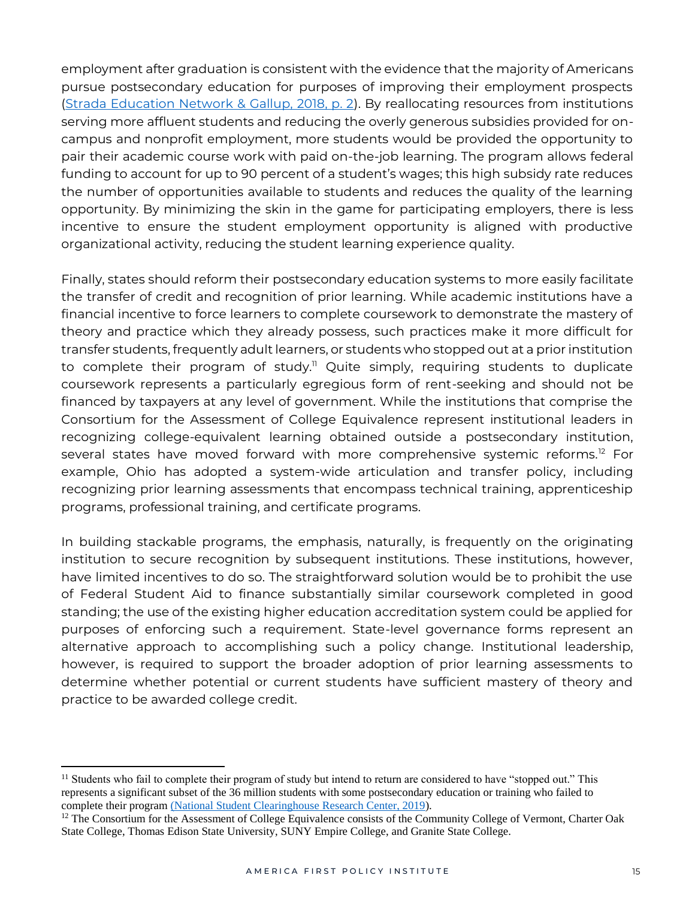employment after graduation is consistent with the evidence that the majority of Americans pursue postsecondary education for purposes of improving their employment prospects ([Strada Education Network & Gallup, 2018, p. 2](#)). By reallocating resources from institutions serving more affluent students and reducing the overly generous subsidies provided for on-campus and nonprofit employment, more students would be provided the opportunity to pair their academic course work with paid on-the-job learning. The program allows federal funding to account for up to 90 percent of a student's wages; this high subsidy rate reduces the number of opportunities available to students and reduces the quality of the learning opportunity. By minimizing the skin in the game for participating employers, there is less incentive to ensure the student employment opportunity is aligned with productive organizational activity, reducing the student learning experience quality.

Finally, states should reform their postsecondary education systems to more easily facilitate the transfer of credit and recognition of prior learning. While academic institutions have a financial incentive to force learners to complete coursework to demonstrate the mastery of theory and practice which they already possess, such practices make it more difficult for transfer students, frequently adult learners, or students who stopped out at a prior institution to complete their program of study.[11] Quite simply, requiring students to duplicate coursework represents a particularly egregious form of rent-seeking and should not be financed by taxpayers at any level of government. While the institutions that comprise the Consortium for the Assessment of College Equivalence represent institutional leaders in recognizing college-equivalent learning obtained outside a postsecondary institution, several states have moved forward with more comprehensive systemic reforms.[12] For example, Ohio has adopted a system-wide articulation and transfer policy, including recognizing prior learning assessments that encompass technical training, apprenticeship programs, professional training, and certificate programs.

In building stackable programs, the emphasis, naturally, is frequently on the originating institution to secure recognition by subsequent institutions. These institutions, however, have limited incentives to do so. The straightforward solution would be to prohibit the use of Federal Student Aid to finance substantially similar coursework completed in good standing; the use of the existing higher education accreditation system could be applied for purposes of enforcing such a requirement. State-level governance forms represent an alternative approach to accomplishing such a policy change. Institutional leadership, however, is required to support the broader adoption of prior learning assessments to determine whether potential or current students have sufficient mastery of theory and practice to be awarded college credit.

---

[11] Students who fail to complete their program of study but intend to return are considered to have "stopped out." This represents a significant subset of the 36 million students with some postsecondary education or training who failed to complete their program ([National Student Clearinghouse Research Center, 2019](#)).

[12] The Consortium for the Assessment of College Equivalence consists of the Community College of Vermont, Charter Oak State College, Thomas Edison State University, SUNY Empire College, and Granite State College.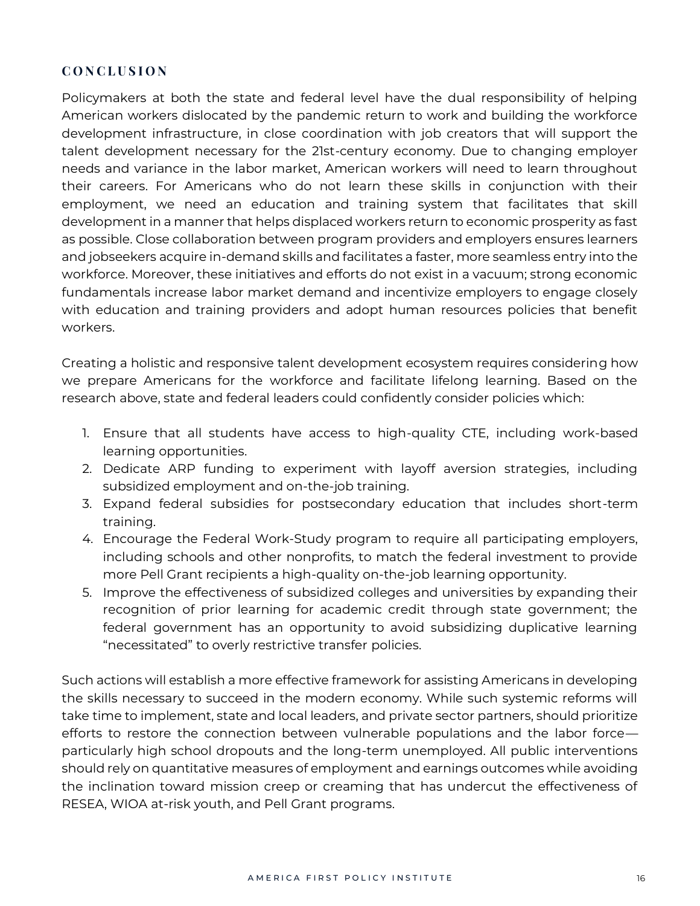## CONCLUSION

Policymakers at both the state and federal level have the dual responsibility of helping American workers dislocated by the pandemic return to work and building the workforce development infrastructure, in close coordination with job creators that will support the talent development necessary for the 21st-century economy. Due to changing employer needs and variance in the labor market, American workers will need to learn throughout their careers. For Americans who do not learn these skills in conjunction with their employment, we need an education and training system that facilitates that skill development in a manner that helps displaced workers return to economic prosperity as fast as possible. Close collaboration between program providers and employers ensures learners and jobseekers acquire in-demand skills and facilitates a faster, more seamless entry into the workforce. Moreover, these initiatives and efforts do not exist in a vacuum; strong economic fundamentals increase labor market demand and incentivize employers to engage closely with education and training providers and adopt human resources policies that benefit workers.

Creating a holistic and responsive talent development ecosystem requires considering how we prepare Americans for the workforce and facilitate lifelong learning. Based on the research above, state and federal leaders could confidently consider policies which:

1. Ensure that all students have access to high-quality CTE, including work-based learning opportunities.
2. Dedicate ARP funding to experiment with layoff aversion strategies, including subsidized employment and on-the-job training.
3. Expand federal subsidies for postsecondary education that includes short-term training.
4. Encourage the Federal Work-Study program to require all participating employers, including schools and other nonprofits, to match the federal investment to provide more Pell Grant recipients a high-quality on-the-job learning opportunity.
5. Improve the effectiveness of subsidized colleges and universities by expanding their recognition of prior learning for academic credit through state government; the federal government has an opportunity to avoid subsidizing duplicative learning "necessitated" to overly restrictive transfer policies.

Such actions will establish a more effective framework for assisting Americans in developing the skills necessary to succeed in the modern economy. While such systemic reforms will take time to implement, state and local leaders, and private sector partners, should prioritize efforts to restore the connection between vulnerable populations and the labor force—particularly high school dropouts and the long-term unemployed. All public interventions should rely on quantitative measures of employment and earnings outcomes while avoiding the inclination toward mission creep or creaming that has undercut the effectiveness of RESEA, WIOA at-risk youth, and Pell Grant programs.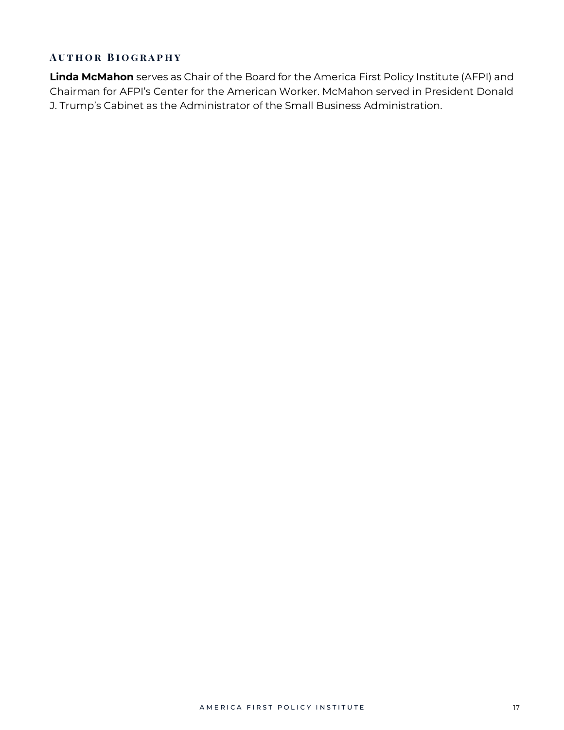## Author Biography

**Linda McMahon** serves as Chair of the Board for the America First Policy Institute (AFPI) and Chairman for AFPI's Center for the American Worker. McMahon served in President Donald J. Trump's Cabinet as the Administrator of the Small Business Administration.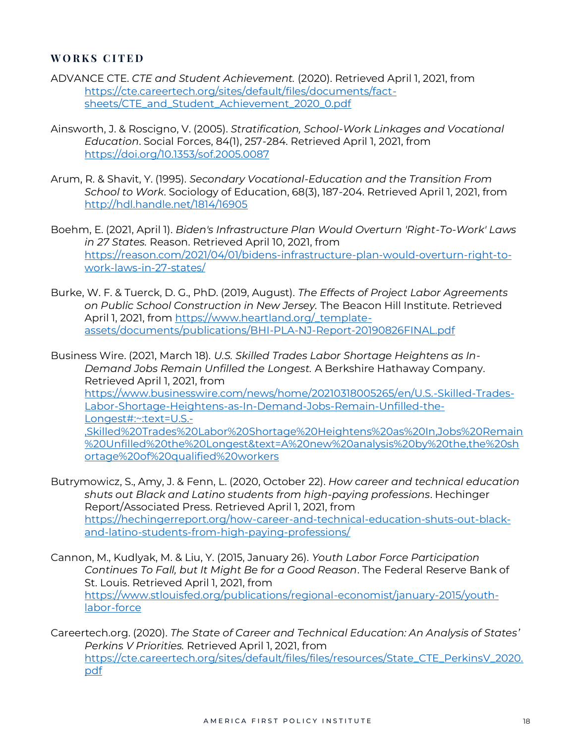## WORKS CITED

ADVANCE CTE. *CTE and Student Achievement.* (2020). Retrieved April 1, 2021, from https://cte.careertech.org/sites/default/files/documents/fact-sheets/CTE_and_Student_Achievement_2020_0.pdf

Ainsworth, J. & Roscigno, V. (2005). *Stratification, School-Work Linkages and Vocational Education*. Social Forces, 84(1), 257-284. Retrieved April 1, 2021, from https://doi.org/10.1353/sof.2005.0087

Arum, R. & Shavit, Y. (1995). *Secondary Vocational-Education and the Transition From School to Work*. Sociology of Education, 68(3), 187-204. Retrieved April 1, 2021, from http://hdl.handle.net/1814/16905

Boehm, E. (2021, April 1). *Biden's Infrastructure Plan Would Overturn 'Right-To-Work' Laws in 27 States.* Reason. Retrieved April 10, 2021, from https://reason.com/2021/04/01/bidens-infrastructure-plan-would-overturn-right-to-work-laws-in-27-states/

Burke, W. F. & Tuerck, D. G., PhD. (2019, August). *The Effects of Project Labor Agreements on Public School Construction in New Jersey.* The Beacon Hill Institute. Retrieved April 1, 2021, from https://www.heartland.org/_template-assets/documents/publications/BHI-PLA-NJ-Report-20190826FINAL.pdf

Business Wire. (2021, March 18). *U.S. Skilled Trades Labor Shortage Heightens as In-Demand Jobs Remain Unfilled the Longest.* A Berkshire Hathaway Company. Retrieved April 1, 2021, from https://www.businesswire.com/news/home/20210318005265/en/U.S.-Skilled-Trades-Labor-Shortage-Heightens-as-In-Demand-Jobs-Remain-Unfilled-the-Longest#:~:text=U.S.-,Skilled%20Trades%20Labor%20Shortage%20Heightens%20as%20In,Jobs%20Remain%20Unfilled%20the%20Longest&text=A%20new%20analysis%20by%20the,the%20shortage%20of%20qualified%20workers

Butrymowicz, S., Amy, J. & Fenn, L. (2020, October 22). *How career and technical education shuts out Black and Latino students from high-paying professions*. Hechinger Report/Associated Press. Retrieved April 1, 2021, from https://hechingerreport.org/how-career-and-technical-education-shuts-out-black-and-latino-students-from-high-paying-professions/

Cannon, M., Kudlyak, M. & Liu, Y. (2015, January 26). *Youth Labor Force Participation Continues To Fall, but It Might Be for a Good Reason*. The Federal Reserve Bank of St. Louis. Retrieved April 1, 2021, from https://www.stlouisfed.org/publications/regional-economist/january-2015/youth-labor-force

Careertech.org. (2020). *The State of Career and Technical Education: An Analysis of States' Perkins V Priorities.* Retrieved April 1, 2021, from https://cte.careertech.org/sites/default/files/files/resources/State_CTE_PerkinsV_2020.pdf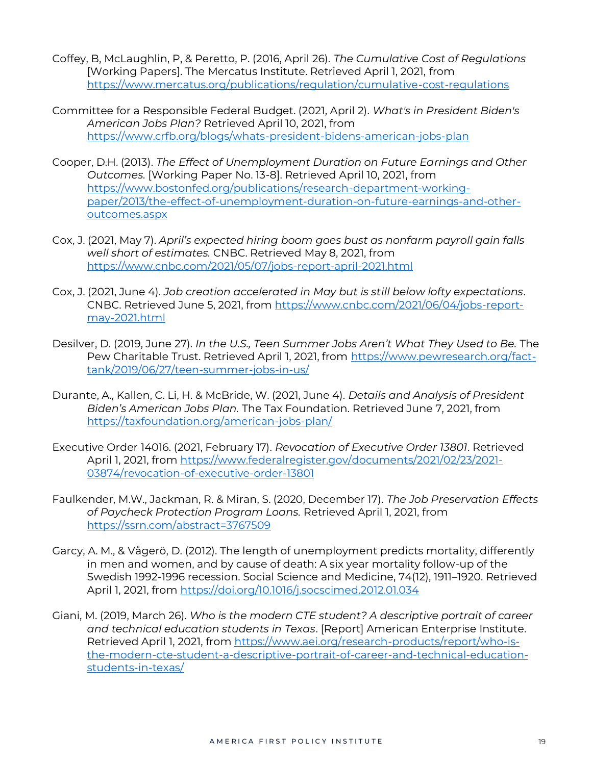Coffey, B, McLaughlin, P, & Peretto, P. (2016, April 26). *The Cumulative Cost of Regulations* [Working Papers]. The Mercatus Institute. Retrieved April 1, 2021, from https://www.mercatus.org/publications/regulation/cumulative-cost-regulations

Committee for a Responsible Federal Budget. (2021, April 2). *What's in President Biden's American Jobs Plan?* Retrieved April 10, 2021, from https://www.crfb.org/blogs/whats-president-bidens-american-jobs-plan

Cooper, D.H. (2013). *The Effect of Unemployment Duration on Future Earnings and Other Outcomes.* [Working Paper No. 13-8]. Retrieved April 10, 2021, from https://www.bostonfed.org/publications/research-department-working-paper/2013/the-effect-of-unemployment-duration-on-future-earnings-and-other-outcomes.aspx

Cox, J. (2021, May 7). *April's expected hiring boom goes bust as nonfarm payroll gain falls well short of estimates.* CNBC. Retrieved May 8, 2021, from https://www.cnbc.com/2021/05/07/jobs-report-april-2021.html

Cox, J. (2021, June 4). *Job creation accelerated in May but is still below lofty expectations*. CNBC. Retrieved June 5, 2021, from https://www.cnbc.com/2021/06/04/jobs-report-may-2021.html

Desilver, D. (2019, June 27). *In the U.S., Teen Summer Jobs Aren't What They Used to Be.* The Pew Charitable Trust. Retrieved April 1, 2021, from https://www.pewresearch.org/fact-tank/2019/06/27/teen-summer-jobs-in-us/

Durante, A., Kallen, C. Li, H. & McBride, W. (2021, June 4). *Details and Analysis of President Biden's American Jobs Plan.* The Tax Foundation. Retrieved June 7, 2021, from https://taxfoundation.org/american-jobs-plan/

Executive Order 14016. (2021, February 17). *Revocation of Executive Order 13801*. Retrieved April 1, 2021, from https://www.federalregister.gov/documents/2021/02/23/2021-03874/revocation-of-executive-order-13801

Faulkender, M.W., Jackman, R. & Miran, S. (2020, December 17). *The Job Preservation Effects of Paycheck Protection Program Loans.* Retrieved April 1, 2021, from https://ssrn.com/abstract=3767509

Garcy, A. M., & Vågerö, D. (2012). The length of unemployment predicts mortality, differently in men and women, and by cause of death: A six year mortality follow-up of the Swedish 1992-1996 recession. Social Science and Medicine, 74(12), 1911–1920. Retrieved April 1, 2021, from https://doi.org/10.1016/j.socscimed.2012.01.034

Giani, M. (2019, March 26). *Who is the modern CTE student? A descriptive portrait of career and technical education students in Texas*. [Report] American Enterprise Institute. Retrieved April 1, 2021, from https://www.aei.org/research-products/report/who-is-the-modern-cte-student-a-descriptive-portrait-of-career-and-technical-education-students-in-texas/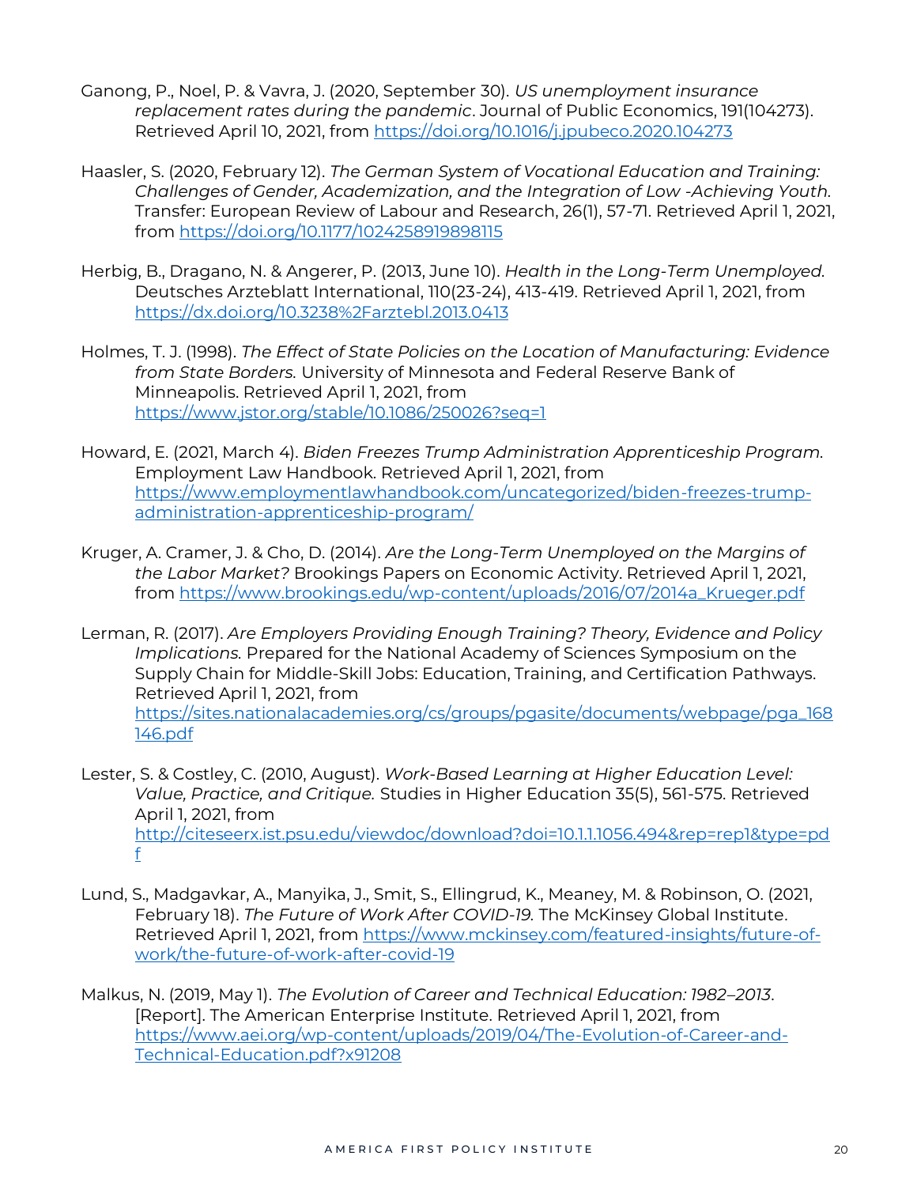Ganong, P., Noel, P. & Vavra, J. (2020, September 30). *US unemployment insurance replacement rates during the pandemic*. Journal of Public Economics, 191(104273). Retrieved April 10, 2021, from https://doi.org/10.1016/j.jpubeco.2020.104273

Haasler, S. (2020, February 12). *The German System of Vocational Education and Training: Challenges of Gender, Academization, and the Integration of Low -Achieving Youth.* Transfer: European Review of Labour and Research, 26(1), 57-71. Retrieved April 1, 2021, from https://doi.org/10.1177/1024258919898115

Herbig, B., Dragano, N. & Angerer, P. (2013, June 10). *Health in the Long-Term Unemployed.* Deutsches Arzteblatt International, 110(23-24), 413-419. Retrieved April 1, 2021, from https://dx.doi.org/10.3238%2Farztebl.2013.0413

Holmes, T. J. (1998). *The Effect of State Policies on the Location of Manufacturing: Evidence from State Borders.* University of Minnesota and Federal Reserve Bank of Minneapolis. Retrieved April 1, 2021, from https://www.jstor.org/stable/10.1086/250026?seq=1

Howard, E. (2021, March 4). *Biden Freezes Trump Administration Apprenticeship Program.* Employment Law Handbook. Retrieved April 1, 2021, from https://www.employmentlawhandbook.com/uncategorized/biden-freezes-trump-administration-apprenticeship-program/

Kruger, A. Cramer, J. & Cho, D. (2014). *Are the Long-Term Unemployed on the Margins of the Labor Market?* Brookings Papers on Economic Activity. Retrieved April 1, 2021, from https://www.brookings.edu/wp-content/uploads/2016/07/2014a_Krueger.pdf

Lerman, R. (2017). *Are Employers Providing Enough Training? Theory, Evidence and Policy Implications.* Prepared for the National Academy of Sciences Symposium on the Supply Chain for Middle-Skill Jobs: Education, Training, and Certification Pathways. Retrieved April 1, 2021, from https://sites.nationalacademies.org/cs/groups/pgasite/documents/webpage/pga_168146.pdf

Lester, S. & Costley, C. (2010, August). *Work-Based Learning at Higher Education Level: Value, Practice, and Critique.* Studies in Higher Education 35(5), 561-575. Retrieved April 1, 2021, from http://citeseerx.ist.psu.edu/viewdoc/download?doi=10.1.1.1056.494&rep=rep1&type=pdf

Lund, S., Madgavkar, A., Manyika, J., Smit, S., Ellingrud, K., Meaney, M. & Robinson, O. (2021, February 18). *The Future of Work After COVID-19.* The McKinsey Global Institute. Retrieved April 1, 2021, from https://www.mckinsey.com/featured-insights/future-of-work/the-future-of-work-after-covid-19

Malkus, N. (2019, May 1). *The Evolution of Career and Technical Education: 1982–2013*. [Report]. The American Enterprise Institute. Retrieved April 1, 2021, from https://www.aei.org/wp-content/uploads/2019/04/The-Evolution-of-Career-and-Technical-Education.pdf?x91208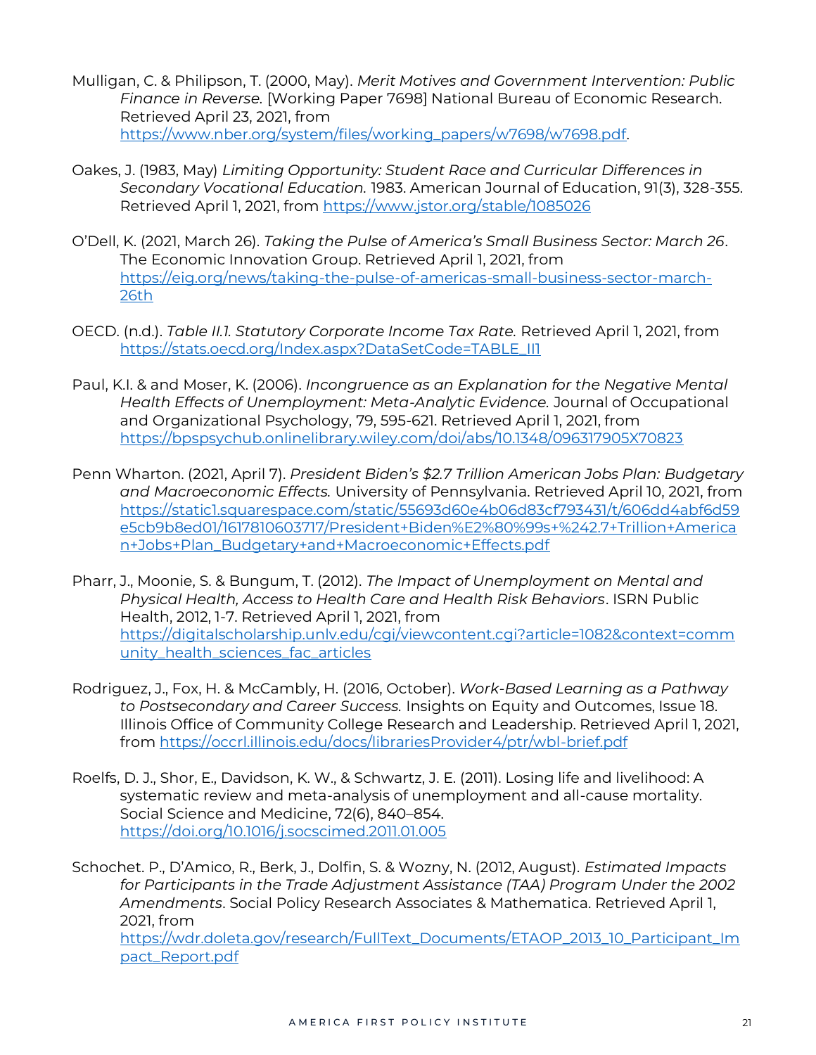Mulligan, C. & Philipson, T. (2000, May). *Merit Motives and Government Intervention: Public Finance in Reverse.* [Working Paper 7698] National Bureau of Economic Research. Retrieved April 23, 2021, from https://www.nber.org/system/files/working_papers/w7698/w7698.pdf.

Oakes, J. (1983, May) *Limiting Opportunity: Student Race and Curricular Differences in Secondary Vocational Education.* 1983. American Journal of Education, 91(3), 328-355. Retrieved April 1, 2021, from https://www.jstor.org/stable/1085026

O'Dell, K. (2021, March 26). *Taking the Pulse of America's Small Business Sector: March 26*. The Economic Innovation Group. Retrieved April 1, 2021, from https://eig.org/news/taking-the-pulse-of-americas-small-business-sector-march-26th

OECD. (n.d.). *Table II.1. Statutory Corporate Income Tax Rate.* Retrieved April 1, 2021, from https://stats.oecd.org/Index.aspx?DataSetCode=TABLE_II1

Paul, K.I. & and Moser, K. (2006). *Incongruence as an Explanation for the Negative Mental Health Effects of Unemployment: Meta-Analytic Evidence.* Journal of Occupational and Organizational Psychology, 79, 595-621. Retrieved April 1, 2021, from https://bpspsychub.onlinelibrary.wiley.com/doi/abs/10.1348/096317905X70823

Penn Wharton. (2021, April 7). *President Biden's $2.7 Trillion American Jobs Plan: Budgetary and Macroeconomic Effects.* University of Pennsylvania. Retrieved April 10, 2021, from https://static1.squarespace.com/static/55693d60e4b06d83cf793431/t/606dd4abf6d59e5cb9b8ed01/1617810603717/President+Biden%E2%80%99s+%242.7+Trillion+American+Jobs+Plan_Budgetary+and+Macroeconomic+Effects.pdf

Pharr, J., Moonie, S. & Bungum, T. (2012). *The Impact of Unemployment on Mental and Physical Health, Access to Health Care and Health Risk Behaviors*. ISRN Public Health, 2012, 1-7. Retrieved April 1, 2021, from https://digitalscholarship.unlv.edu/cgi/viewcontent.cgi?article=1082&context=community_health_sciences_fac_articles

Rodriguez, J., Fox, H. & McCambly, H. (2016, October). *Work-Based Learning as a Pathway to Postsecondary and Career Success.* Insights on Equity and Outcomes, Issue 18. Illinois Office of Community College Research and Leadership. Retrieved April 1, 2021, from https://occrl.illinois.edu/docs/librariesProvider4/ptr/wbl-brief.pdf

Roelfs, D. J., Shor, E., Davidson, K. W., & Schwartz, J. E. (2011). Losing life and livelihood: A systematic review and meta-analysis of unemployment and all-cause mortality. Social Science and Medicine, 72(6), 840–854. https://doi.org/10.1016/j.socscimed.2011.01.005

Schochet. P., D'Amico, R., Berk, J., Dolfin, S. & Wozny, N. (2012, August). *Estimated Impacts for Participants in the Trade Adjustment Assistance (TAA) Program Under the 2002 Amendments*. Social Policy Research Associates & Mathematica. Retrieved April 1, 2021, from https://wdr.doleta.gov/research/FullText_Documents/ETAOP_2013_10_Participant_Impact_Report.pdf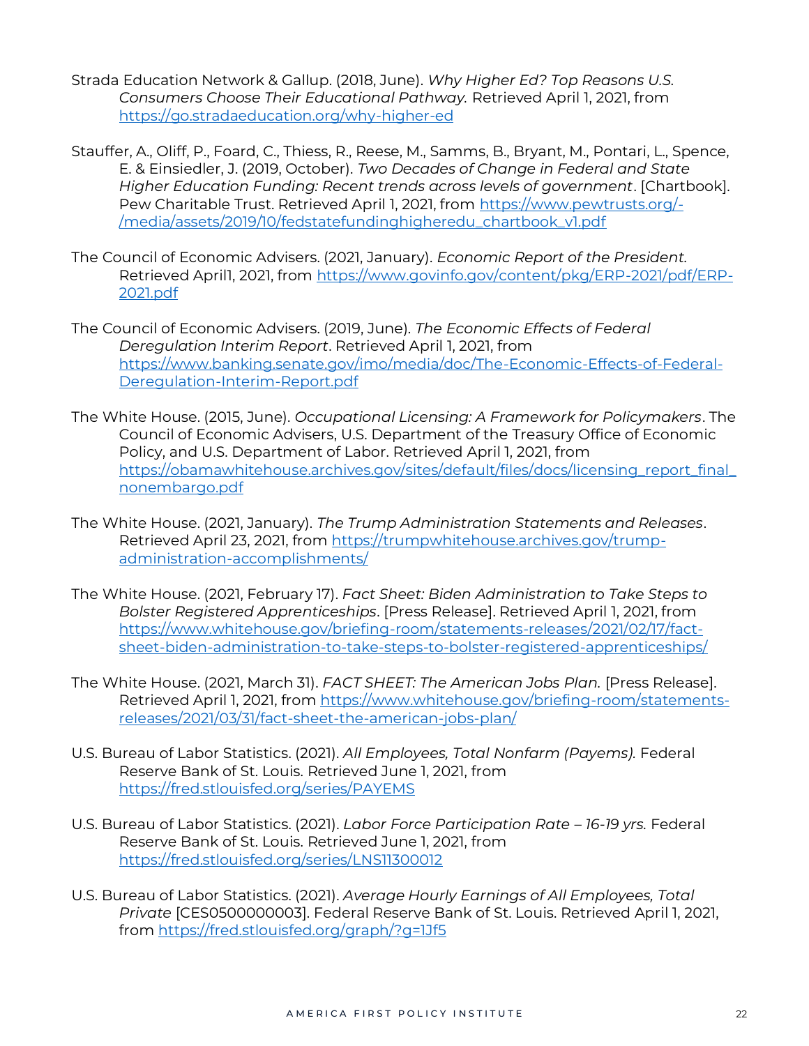Strada Education Network & Gallup. (2018, June). *Why Higher Ed? Top Reasons U.S. Consumers Choose Their Educational Pathway.* Retrieved April 1, 2021, from https://go.stradaeducation.org/why-higher-ed

Stauffer, A., Oliff, P., Foard, C., Thiess, R., Reese, M., Samms, B., Bryant, M., Pontari, L., Spence, E. & Einsiedler, J. (2019, October). *Two Decades of Change in Federal and State Higher Education Funding: Recent trends across levels of government*. [Chartbook]. Pew Charitable Trust. Retrieved April 1, 2021, from https://www.pewtrusts.org/-/media/assets/2019/10/fedstatefundinghigheredu_chartbook_v1.pdf

The Council of Economic Advisers. (2021, January). *Economic Report of the President.* Retrieved April1, 2021, from https://www.govinfo.gov/content/pkg/ERP-2021/pdf/ERP-2021.pdf

The Council of Economic Advisers. (2019, June). *The Economic Effects of Federal Deregulation Interim Report*. Retrieved April 1, 2021, from https://www.banking.senate.gov/imo/media/doc/The-Economic-Effects-of-Federal-Deregulation-Interim-Report.pdf

The White House. (2015, June). *Occupational Licensing: A Framework for Policymakers*. The Council of Economic Advisers, U.S. Department of the Treasury Office of Economic Policy, and U.S. Department of Labor. Retrieved April 1, 2021, from https://obamawhitehouse.archives.gov/sites/default/files/docs/licensing_report_final_nonembargo.pdf

The White House. (2021, January). *The Trump Administration Statements and Releases*. Retrieved April 23, 2021, from https://trumpwhitehouse.archives.gov/trump-administration-accomplishments/

The White House. (2021, February 17). *Fact Sheet: Biden Administration to Take Steps to Bolster Registered Apprenticeships*. [Press Release]. Retrieved April 1, 2021, from https://www.whitehouse.gov/briefing-room/statements-releases/2021/02/17/fact-sheet-biden-administration-to-take-steps-to-bolster-registered-apprenticeships/

The White House. (2021, March 31). *FACT SHEET: The American Jobs Plan.* [Press Release]. Retrieved April 1, 2021, from https://www.whitehouse.gov/briefing-room/statements-releases/2021/03/31/fact-sheet-the-american-jobs-plan/

U.S. Bureau of Labor Statistics. (2021). *All Employees, Total Nonfarm (Payems).* Federal Reserve Bank of St. Louis. Retrieved June 1, 2021, from https://fred.stlouisfed.org/series/PAYEMS

U.S. Bureau of Labor Statistics. (2021). *Labor Force Participation Rate – 16-19 yrs.* Federal Reserve Bank of St. Louis. Retrieved June 1, 2021, from https://fred.stlouisfed.org/series/LNS11300012

U.S. Bureau of Labor Statistics. (2021). *Average Hourly Earnings of All Employees, Total Private* [CES0500000003]. Federal Reserve Bank of St. Louis. Retrieved April 1, 2021, from https://fred.stlouisfed.org/graph/?g=1Jf5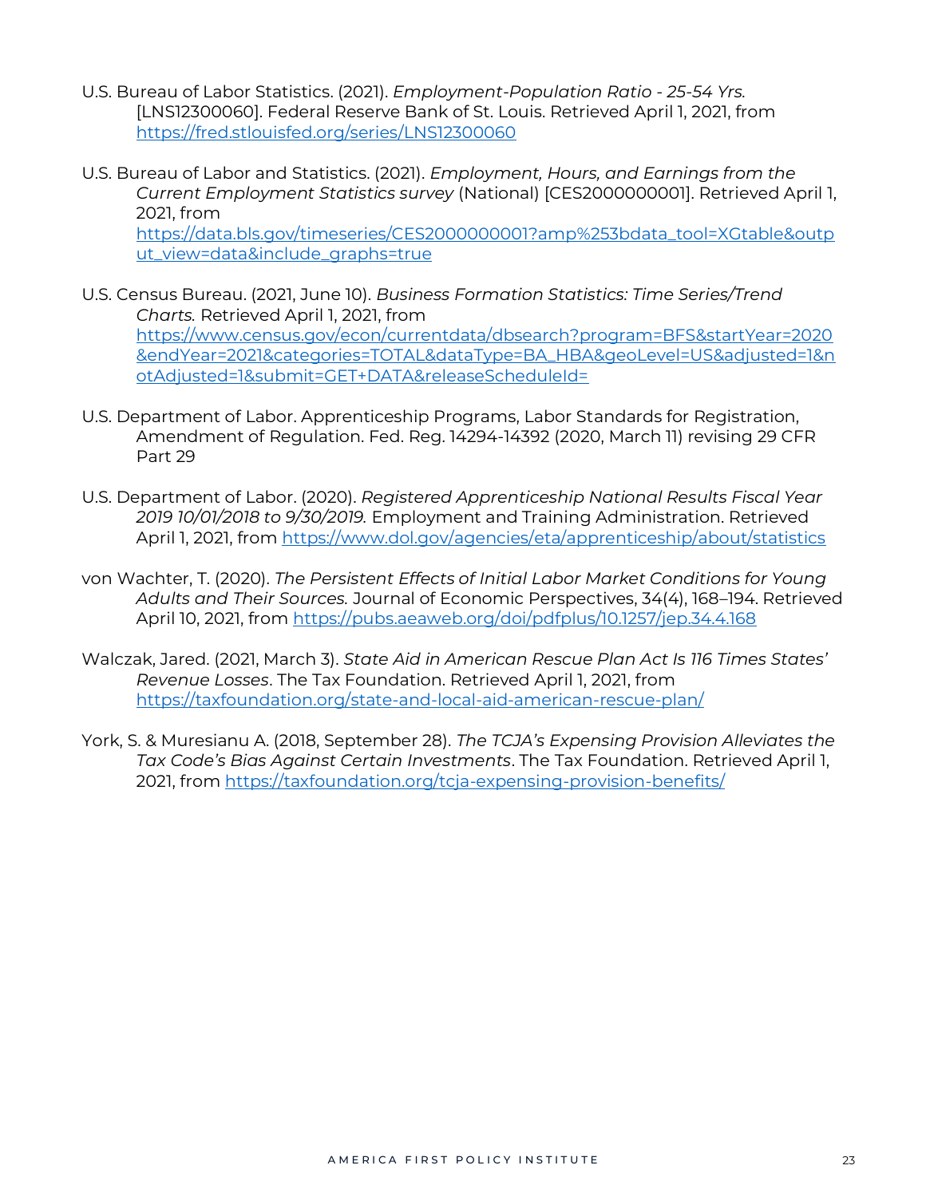U.S. Bureau of Labor Statistics. (2021). *Employment-Population Ratio - 25-54 Yrs.* [LNS12300060]. Federal Reserve Bank of St. Louis. Retrieved April 1, 2021, from https://fred.stlouisfed.org/series/LNS12300060

U.S. Bureau of Labor and Statistics. (2021). *Employment, Hours, and Earnings from the Current Employment Statistics survey* (National) [CES2000000001]. Retrieved April 1, 2021, from https://data.bls.gov/timeseries/CES2000000001?amp%253bdata_tool=XGtable&output_view=data&include_graphs=true

U.S. Census Bureau. (2021, June 10). *Business Formation Statistics: Time Series/Trend Charts.* Retrieved April 1, 2021, from https://www.census.gov/econ/currentdata/dbsearch?program=BFS&startYear=2020&endYear=2021&categories=TOTAL&dataType=BA_HBA&geoLevel=US&adjusted=1&notAdjusted=1&submit=GET+DATA&releaseScheduleId=

U.S. Department of Labor. Apprenticeship Programs, Labor Standards for Registration, Amendment of Regulation. Fed. Reg. 14294-14392 (2020, March 11) revising 29 CFR Part 29

U.S. Department of Labor. (2020). *Registered Apprenticeship National Results Fiscal Year 2019 10/01/2018 to 9/30/2019.* Employment and Training Administration. Retrieved April 1, 2021, from https://www.dol.gov/agencies/eta/apprenticeship/about/statistics

von Wachter, T. (2020). *The Persistent Effects of Initial Labor Market Conditions for Young Adults and Their Sources.* Journal of Economic Perspectives, 34(4), 168–194. Retrieved April 10, 2021, from https://pubs.aeaweb.org/doi/pdfplus/10.1257/jep.34.4.168

Walczak, Jared. (2021, March 3). *State Aid in American Rescue Plan Act Is 116 Times States' Revenue Losses*. The Tax Foundation. Retrieved April 1, 2021, from https://taxfoundation.org/state-and-local-aid-american-rescue-plan/

York, S. & Muresianu A. (2018, September 28). *The TCJA's Expensing Provision Alleviates the Tax Code's Bias Against Certain Investments*. The Tax Foundation. Retrieved April 1, 2021, from https://taxfoundation.org/tcja-expensing-provision-benefits/